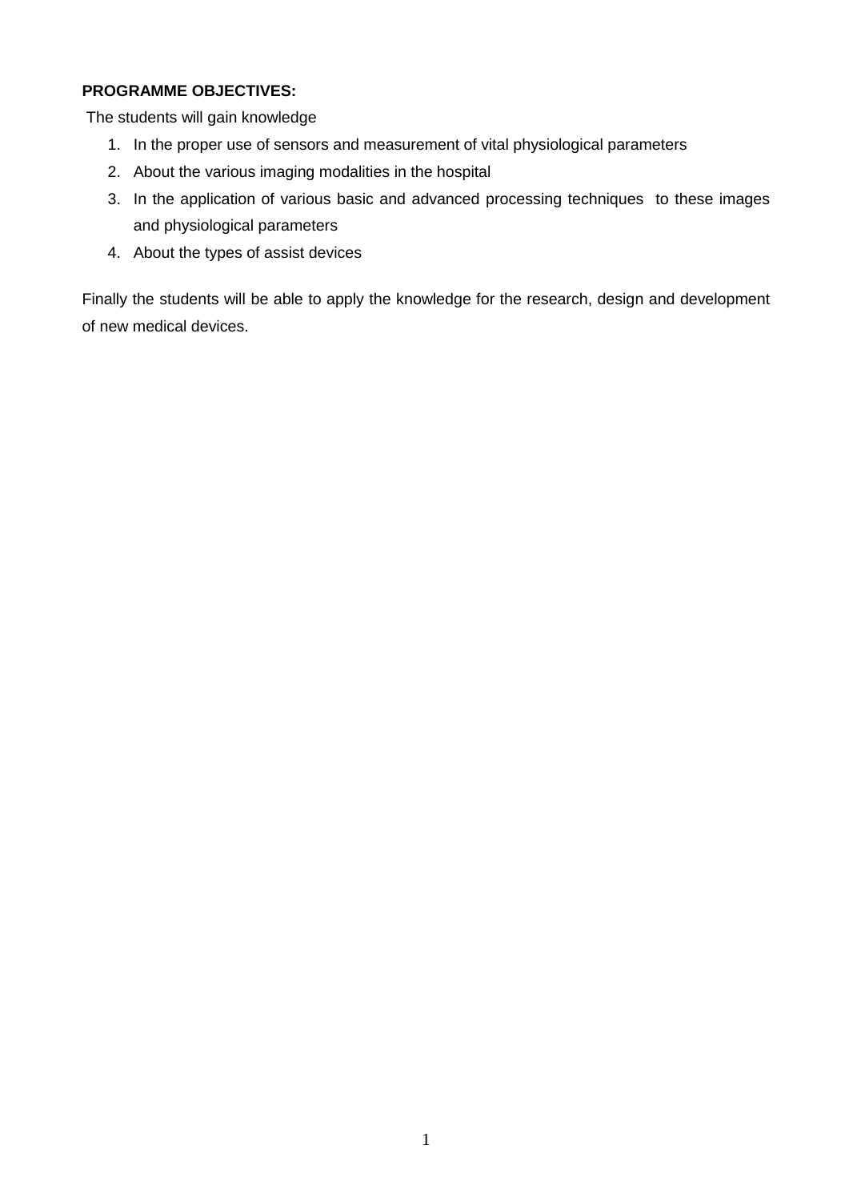**PROGRAMME OBJECTIVES:**

The students will gain knowledge

1. In the proper use of sensors and measurement of vital physiological parameters
2. About the various imaging modalities in the hospital
3. In the application of various basic and advanced processing techniques to these images and physiological parameters
4. About the types of assist devices

Finally the students will be able to apply the knowledge for the research, design and development of new medical devices.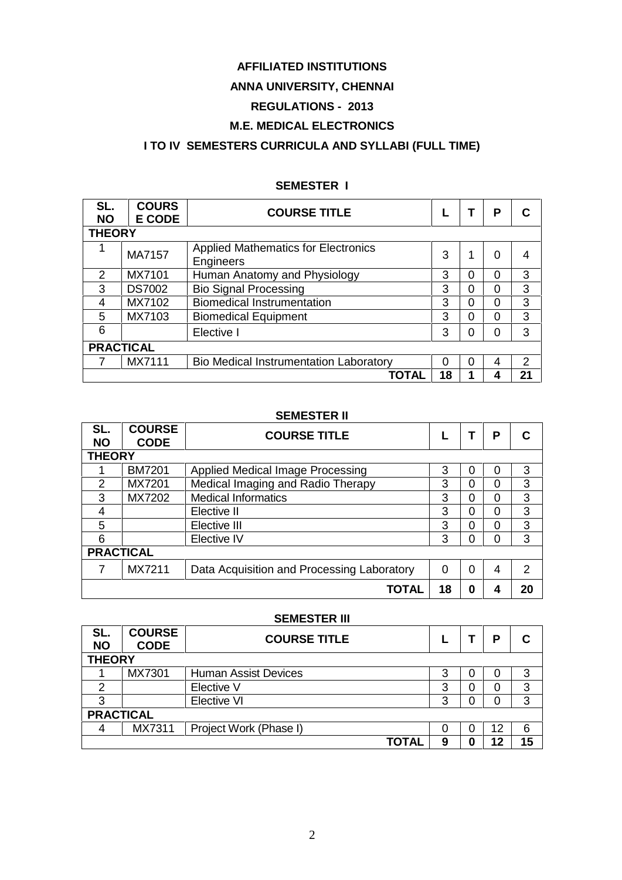**AFFILIATED INSTITUTIONS**

**ANNA UNIVERSITY, CHENNAI**

**REGULATIONS - 2013**

**M.E. MEDICAL ELECTRONICS**

**I TO IV SEMESTERS CURRICULA AND SYLLABI (FULL TIME)**

### SEMESTER I

| SL. NO | COURSE CODE | COURSE TITLE | L | T | P | C |
|---|---|---|---|---|---|---|
| **THEORY** | | | | | | |
| 1 | MA7157 | Applied Mathematics for Electronics Engineers | 3 | 1 | 0 | 4 |
| 2 | MX7101 | Human Anatomy and Physiology | 3 | 0 | 0 | 3 |
| 3 | DS7002 | Bio Signal Processing | 3 | 0 | 0 | 3 |
| 4 | MX7102 | Biomedical Instrumentation | 3 | 0 | 0 | 3 |
| 5 | MX7103 | Biomedical Equipment | 3 | 0 | 0 | 3 |
| 6 | | Elective I | 3 | 0 | 0 | 3 |
| **PRACTICAL** | | | | | | |
| 7 | MX7111 | Bio Medical Instrumentation Laboratory | 0 | 0 | 4 | 2 |
| | | **TOTAL** | **18** | **1** | **4** | **21** |

### SEMESTER II

| SL. NO | COURSE CODE | COURSE TITLE | L | T | P | C |
|---|---|---|---|---|---|---|
| **THEORY** | | | | | | |
| 1 | BM7201 | Applied Medical Image Processing | 3 | 0 | 0 | 3 |
| 2 | MX7201 | Medical Imaging and Radio Therapy | 3 | 0 | 0 | 3 |
| 3 | MX7202 | Medical Informatics | 3 | 0 | 0 | 3 |
| 4 | | Elective II | 3 | 0 | 0 | 3 |
| 5 | | Elective III | 3 | 0 | 0 | 3 |
| 6 | | Elective IV | 3 | 0 | 0 | 3 |
| **PRACTICAL** | | | | | | |
| 7 | MX7211 | Data Acquisition and Processing Laboratory | 0 | 0 | 4 | 2 |
| | | **TOTAL** | **18** | **0** | **4** | **20** |

### SEMESTER III

| SL. NO | COURSE CODE | COURSE TITLE | L | T | P | C |
|---|---|---|---|---|---|---|
| **THEORY** | | | | | | |
| 1 | MX7301 | Human Assist Devices | 3 | 0 | 0 | 3 |
| 2 | | Elective V | 3 | 0 | 0 | 3 |
| 3 | | Elective VI | 3 | 0 | 0 | 3 |
| **PRACTICAL** | | | | | | |
| 4 | MX7311 | Project Work (Phase I) | 0 | 0 | 12 | 6 |
| | | **TOTAL** | **9** | **0** | **12** | **15** |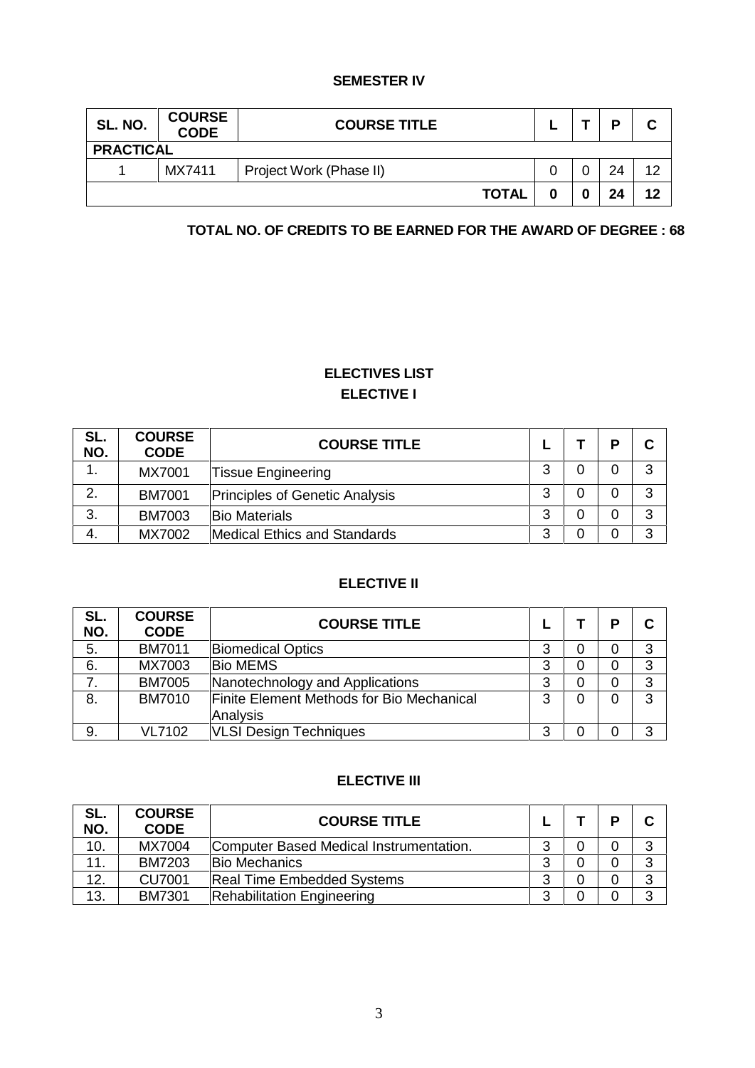## SEMESTER IV

| SL. NO. | COURSE CODE | COURSE TITLE | L | T | P | C |
|---|---|---|---|---|---|---|
| **PRACTICAL** | | | | | | |
| 1 | MX7411 | Project Work (Phase II) | 0 | 0 | 24 | 12 |
| | | **TOTAL** | **0** | **0** | **24** | **12** |

**TOTAL NO. OF CREDITS TO BE EARNED FOR THE AWARD OF DEGREE : 68**

## ELECTIVES LIST

### ELECTIVE I

| SL. NO. | COURSE CODE | COURSE TITLE | L | T | P | C |
|---|---|---|---|---|---|---|
| 1. | MX7001 | Tissue Engineering | 3 | 0 | 0 | 3 |
| 2. | BM7001 | Principles of Genetic Analysis | 3 | 0 | 0 | 3 |
| 3. | BM7003 | Bio Materials | 3 | 0 | 0 | 3 |
| 4. | MX7002 | Medical Ethics and Standards | 3 | 0 | 0 | 3 |

### ELECTIVE II

| SL. NO. | COURSE CODE | COURSE TITLE | L | T | P | C |
|---|---|---|---|---|---|---|
| 5. | BM7011 | Biomedical Optics | 3 | 0 | 0 | 3 |
| 6. | MX7003 | Bio MEMS | 3 | 0 | 0 | 3 |
| 7. | BM7005 | Nanotechnology and Applications | 3 | 0 | 0 | 3 |
| 8. | BM7010 | Finite Element Methods for Bio Mechanical Analysis | 3 | 0 | 0 | 3 |
| 9. | VL7102 | VLSI Design Techniques | 3 | 0 | 0 | 3 |

### ELECTIVE III

| SL. NO. | COURSE CODE | COURSE TITLE | L | T | P | C |
|---|---|---|---|---|---|---|
| 10. | MX7004 | Computer Based Medical Instrumentation. | 3 | 0 | 0 | 3 |
| 11. | BM7203 | Bio Mechanics | 3 | 0 | 0 | 3 |
| 12. | CU7001 | Real Time Embedded Systems | 3 | 0 | 0 | 3 |
| 13. | BM7301 | Rehabilitation Engineering | 3 | 0 | 0 | 3 |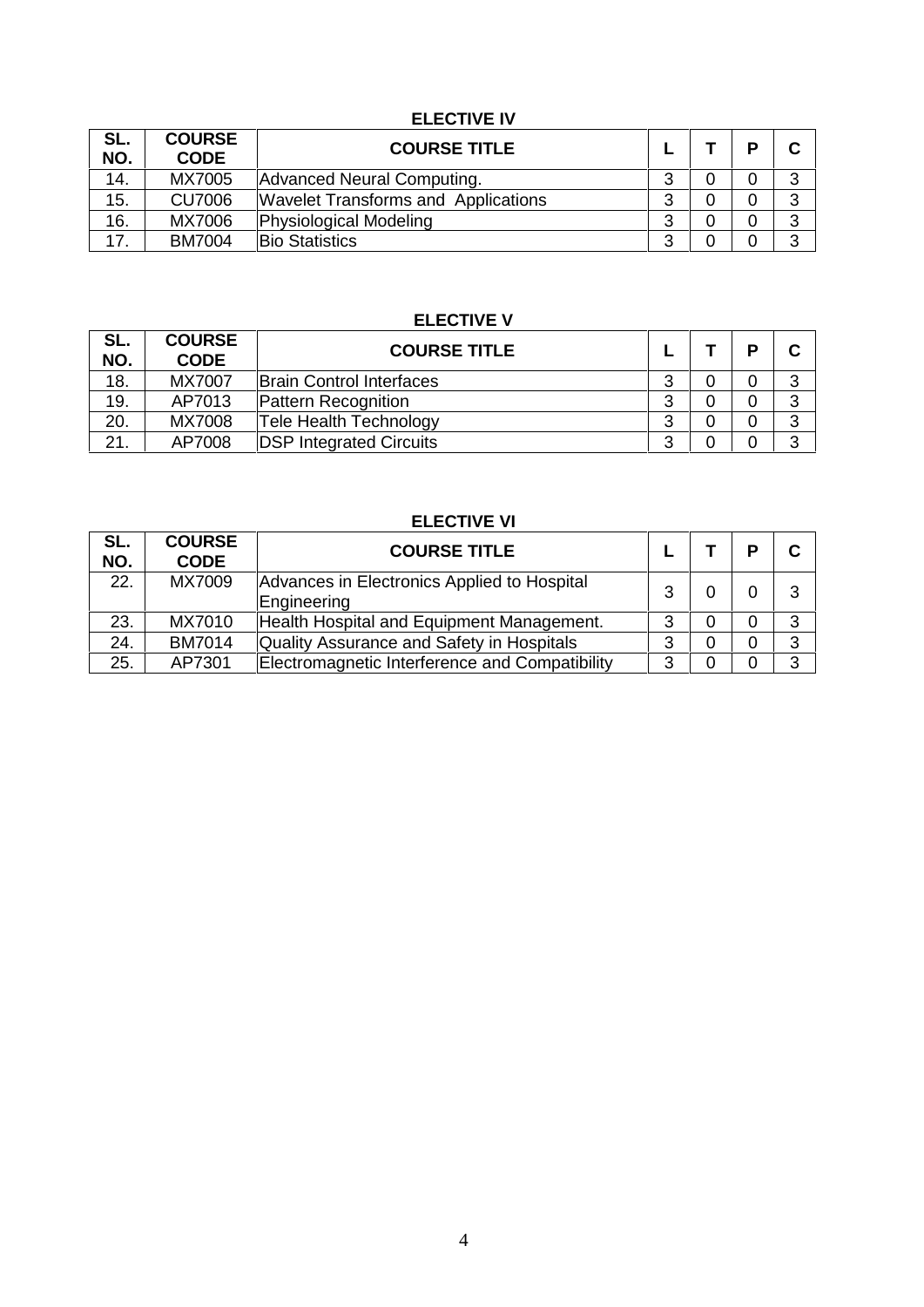### ELECTIVE IV

| SL. NO. | COURSE CODE | COURSE TITLE | L | T | P | C |
|---|---|---|---|---|---|---|
| 14. | MX7005 | Advanced Neural Computing. | 3 | 0 | 0 | 3 |
| 15. | CU7006 | Wavelet Transforms and Applications | 3 | 0 | 0 | 3 |
| 16. | MX7006 | Physiological Modeling | 3 | 0 | 0 | 3 |
| 17. | BM7004 | Bio Statistics | 3 | 0 | 0 | 3 |

### ELECTIVE V

| SL. NO. | COURSE CODE | COURSE TITLE | L | T | P | C |
|---|---|---|---|---|---|---|
| 18. | MX7007 | Brain Control Interfaces | 3 | 0 | 0 | 3 |
| 19. | AP7013 | Pattern Recognition | 3 | 0 | 0 | 3 |
| 20. | MX7008 | Tele Health Technology | 3 | 0 | 0 | 3 |
| 21. | AP7008 | DSP Integrated Circuits | 3 | 0 | 0 | 3 |

### ELECTIVE VI

| SL. NO. | COURSE CODE | COURSE TITLE | L | T | P | C |
|---|---|---|---|---|---|---|
| 22. | MX7009 | Advances in Electronics Applied to Hospital Engineering | 3 | 0 | 0 | 3 |
| 23. | MX7010 | Health Hospital and Equipment Management. | 3 | 0 | 0 | 3 |
| 24. | BM7014 | Quality Assurance and Safety in Hospitals | 3 | 0 | 0 | 3 |
| 25. | AP7301 | Electromagnetic Interference and Compatibility | 3 | 0 | 0 | 3 |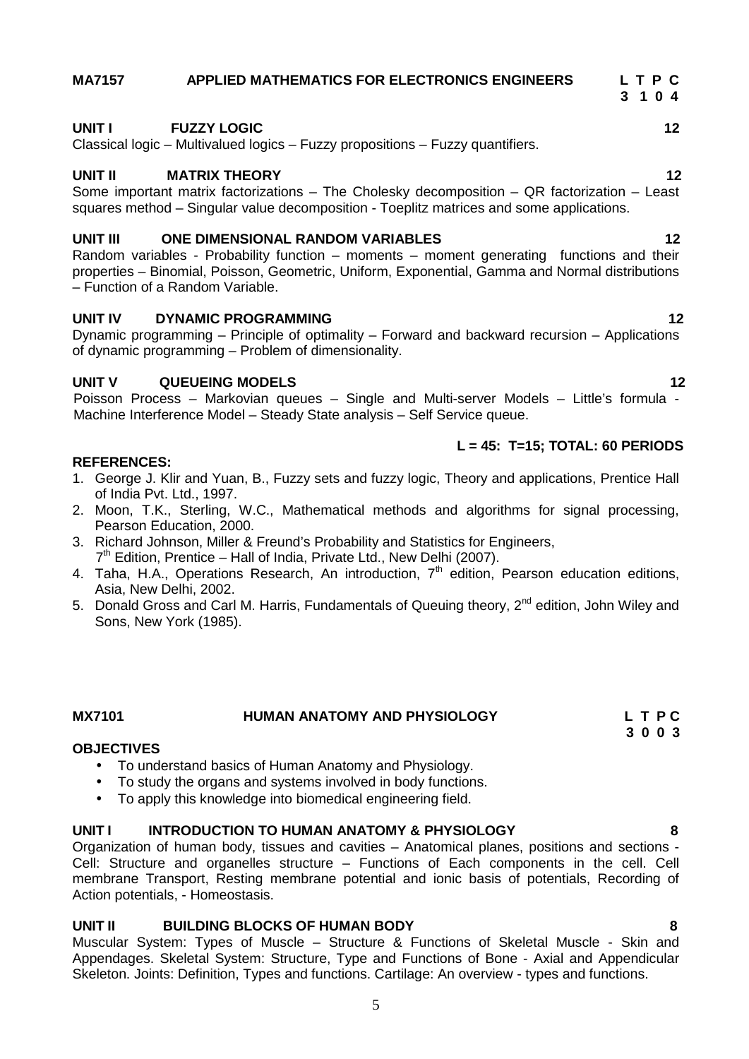**MA7157 APPLIED MATHEMATICS FOR ELECTRONICS ENGINEERS**

**L T P C**
**3 1 0 4**

**UNIT I FUZZY LOGIC 12**

Classical logic – Multivalued logics – Fuzzy propositions – Fuzzy quantifiers.

**UNIT II MATRIX THEORY 12**

Some important matrix factorizations – The Cholesky decomposition – QR factorization – Least squares method – Singular value decomposition - Toeplitz matrices and some applications.

**UNIT III ONE DIMENSIONAL RANDOM VARIABLES 12**

Random variables - Probability function – moments – moment generating functions and their properties – Binomial, Poisson, Geometric, Uniform, Exponential, Gamma and Normal distributions – Function of a Random Variable.

**UNIT IV DYNAMIC PROGRAMMING 12**

Dynamic programming – Principle of optimality – Forward and backward recursion – Applications of dynamic programming – Problem of dimensionality.

**UNIT V QUEUEING MODELS 12**

Poisson Process – Markovian queues – Single and Multi-server Models – Little's formula - Machine Interference Model – Steady State analysis – Self Service queue.

**L = 45: T=15; TOTAL: 60 PERIODS**

**REFERENCES:**

1. George J. Klir and Yuan, B., Fuzzy sets and fuzzy logic, Theory and applications, Prentice Hall of India Pvt. Ltd., 1997.
2. Moon, T.K., Sterling, W.C., Mathematical methods and algorithms for signal processing, Pearson Education, 2000.
3. Richard Johnson, Miller & Freund's Probability and Statistics for Engineers, 7th Edition, Prentice – Hall of India, Private Ltd., New Delhi (2007).
4. Taha, H.A., Operations Research, An introduction, 7th edition, Pearson education editions, Asia, New Delhi, 2002.
5. Donald Gross and Carl M. Harris, Fundamentals of Queuing theory, 2nd edition, John Wiley and Sons, New York (1985).

**MX7101 HUMAN ANATOMY AND PHYSIOLOGY**

**L T P C**
**3 0 0 3**

**OBJECTIVES**

- To understand basics of Human Anatomy and Physiology.
- To study the organs and systems involved in body functions.
- To apply this knowledge into biomedical engineering field.

**UNIT I INTRODUCTION TO HUMAN ANATOMY & PHYSIOLOGY 8**

Organization of human body, tissues and cavities – Anatomical planes, positions and sections - Cell: Structure and organelles structure – Functions of Each components in the cell. Cell membrane Transport, Resting membrane potential and ionic basis of potentials, Recording of Action potentials, - Homeostasis.

**UNIT II BUILDING BLOCKS OF HUMAN BODY 8**

Muscular System: Types of Muscle – Structure & Functions of Skeletal Muscle - Skin and Appendages. Skeletal System: Structure, Type and Functions of Bone - Axial and Appendicular Skeleton. Joints: Definition, Types and functions. Cartilage: An overview - types and functions.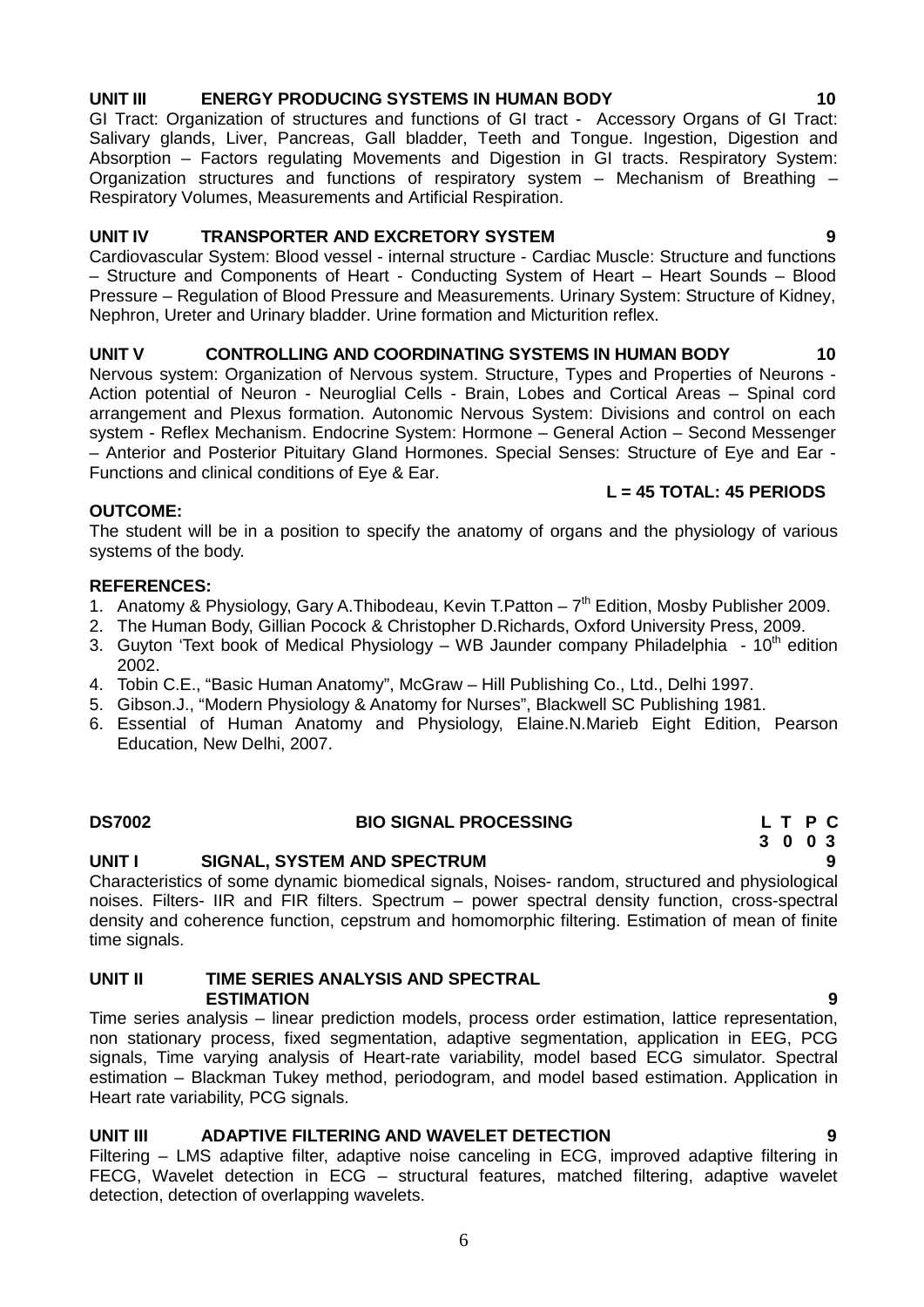**UNIT III ENERGY PRODUCING SYSTEMS IN HUMAN BODY 10**

GI Tract: Organization of structures and functions of GI tract - Accessory Organs of GI Tract: Salivary glands, Liver, Pancreas, Gall bladder, Teeth and Tongue. Ingestion, Digestion and Absorption – Factors regulating Movements and Digestion in GI tracts. Respiratory System: Organization structures and functions of respiratory system – Mechanism of Breathing – Respiratory Volumes, Measurements and Artificial Respiration.

**UNIT IV TRANSPORTER AND EXCRETORY SYSTEM 9**

Cardiovascular System: Blood vessel - internal structure - Cardiac Muscle: Structure and functions – Structure and Components of Heart - Conducting System of Heart – Heart Sounds – Blood Pressure – Regulation of Blood Pressure and Measurements. Urinary System: Structure of Kidney, Nephron, Ureter and Urinary bladder. Urine formation and Micturition reflex.

**UNIT V CONTROLLING AND COORDINATING SYSTEMS IN HUMAN BODY 10**

Nervous system: Organization of Nervous system. Structure, Types and Properties of Neurons - Action potential of Neuron - Neuroglial Cells - Brain, Lobes and Cortical Areas – Spinal cord arrangement and Plexus formation. Autonomic Nervous System: Divisions and control on each system - Reflex Mechanism. Endocrine System: Hormone – General Action – Second Messenger – Anterior and Posterior Pituitary Gland Hormones. Special Senses: Structure of Eye and Ear - Functions and clinical conditions of Eye & Ear.

**L = 45 TOTAL: 45 PERIODS**

**OUTCOME:**

The student will be in a position to specify the anatomy of organs and the physiology of various systems of the body.

**REFERENCES:**

1. Anatomy & Physiology, Gary A.Thibodeau, Kevin T.Patton – 7th Edition, Mosby Publisher 2009.
2. The Human Body, Gillian Pocock & Christopher D.Richards, Oxford University Press, 2009.
3. Guyton 'Text book of Medical Physiology – WB Jaunder company Philadelphia - 10th edition 2002.
4. Tobin C.E., "Basic Human Anatomy", McGraw – Hill Publishing Co., Ltd., Delhi 1997.
5. Gibson.J., "Modern Physiology & Anatomy for Nurses", Blackwell SC Publishing 1981.
6. Essential of Human Anatomy and Physiology, Elaine.N.Marieb Eight Edition, Pearson Education, New Delhi, 2007.

## DS7002 BIO SIGNAL PROCESSING

| L | T | P | C |
|---|---|---|---|
| 3 | 0 | 0 | 3 |

**UNIT I SIGNAL, SYSTEM AND SPECTRUM 9**

Characteristics of some dynamic biomedical signals, Noises- random, structured and physiological noises. Filters- IIR and FIR filters. Spectrum – power spectral density function, cross-spectral density and coherence function, cepstrum and homomorphic filtering. Estimation of mean of finite time signals.

**UNIT II TIME SERIES ANALYSIS AND SPECTRAL ESTIMATION 9**

Time series analysis – linear prediction models, process order estimation, lattice representation, non stationary process, fixed segmentation, adaptive segmentation, application in EEG, PCG signals, Time varying analysis of Heart-rate variability, model based ECG simulator. Spectral estimation – Blackman Tukey method, periodogram, and model based estimation. Application in Heart rate variability, PCG signals.

**UNIT III ADAPTIVE FILTERING AND WAVELET DETECTION 9**

Filtering – LMS adaptive filter, adaptive noise canceling in ECG, improved adaptive filtering in FECG, Wavelet detection in ECG – structural features, matched filtering, adaptive wavelet detection, detection of overlapping wavelets.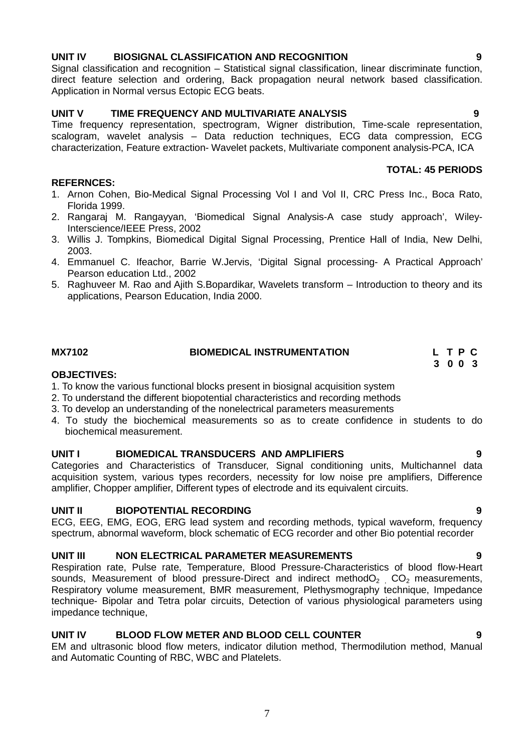### UNIT IV BIOSIGNAL CLASSIFICATION AND RECOGNITION 9

Signal classification and recognition – Statistical signal classification, linear discriminate function, direct feature selection and ordering, Back propagation neural network based classification. Application in Normal versus Ectopic ECG beats.

### UNIT V TIME FREQUENCY AND MULTIVARIATE ANALYSIS 9

Time frequency representation, spectrogram, Wigner distribution, Time-scale representation, scalogram, wavelet analysis – Data reduction techniques, ECG data compression, ECG characterization, Feature extraction- Wavelet packets, Multivariate component analysis-PCA, ICA

**TOTAL: 45 PERIODS**

**REFERNCES:**

1. Arnon Cohen, Bio-Medical Signal Processing Vol I and Vol II, CRC Press Inc., Boca Rato, Florida 1999.
2. Rangaraj M. Rangayyan, 'Biomedical Signal Analysis-A case study approach', Wiley-Interscience/IEEE Press, 2002
3. Willis J. Tompkins, Biomedical Digital Signal Processing, Prentice Hall of India, New Delhi, 2003.
4. Emmanuel C. Ifeachor, Barrie W.Jervis, 'Digital Signal processing- A Practical Approach' Pearson education Ltd., 2002
5. Raghuveer M. Rao and Ajith S.Bopardikar, Wavelets transform – Introduction to theory and its applications, Pearson Education, India 2000.

## MX7102 BIOMEDICAL INSTRUMENTATION

| L | T | P | C |
|---|---|---|---|
| 3 | 0 | 0 | 3 |

**OBJECTIVES:**

1. To know the various functional blocks present in biosignal acquisition system
2. To understand the different biopotential characteristics and recording methods
3. To develop an understanding of the nonelectrical parameters measurements
4. To study the biochemical measurements so as to create confidence in students to do biochemical measurement.

### UNIT I BIOMEDICAL TRANSDUCERS AND AMPLIFIERS 9

Categories and Characteristics of Transducer, Signal conditioning units, Multichannel data acquisition system, various types recorders, necessity for low noise pre amplifiers, Difference amplifier, Chopper amplifier, Different types of electrode and its equivalent circuits.

### UNIT II BIOPOTENTIAL RECORDING 9

ECG, EEG, EMG, EOG, ERG lead system and recording methods, typical waveform, frequency spectrum, abnormal waveform, block schematic of ECG recorder and other Bio potential recorder

### UNIT III NON ELECTRICAL PARAMETER MEASUREMENTS 9

Respiration rate, Pulse rate, Temperature, Blood Pressure-Characteristics of blood flow-Heart sounds, Measurement of blood pressure-Direct and indirect method$O_2$ , $CO_2$ measurements, Respiratory volume measurement, BMR measurement, Plethysmography technique, Impedance technique- Bipolar and Tetra polar circuits, Detection of various physiological parameters using impedance technique,

### UNIT IV BLOOD FLOW METER AND BLOOD CELL COUNTER 9

EM and ultrasonic blood flow meters, indicator dilution method, Thermodilution method, Manual and Automatic Counting of RBC, WBC and Platelets.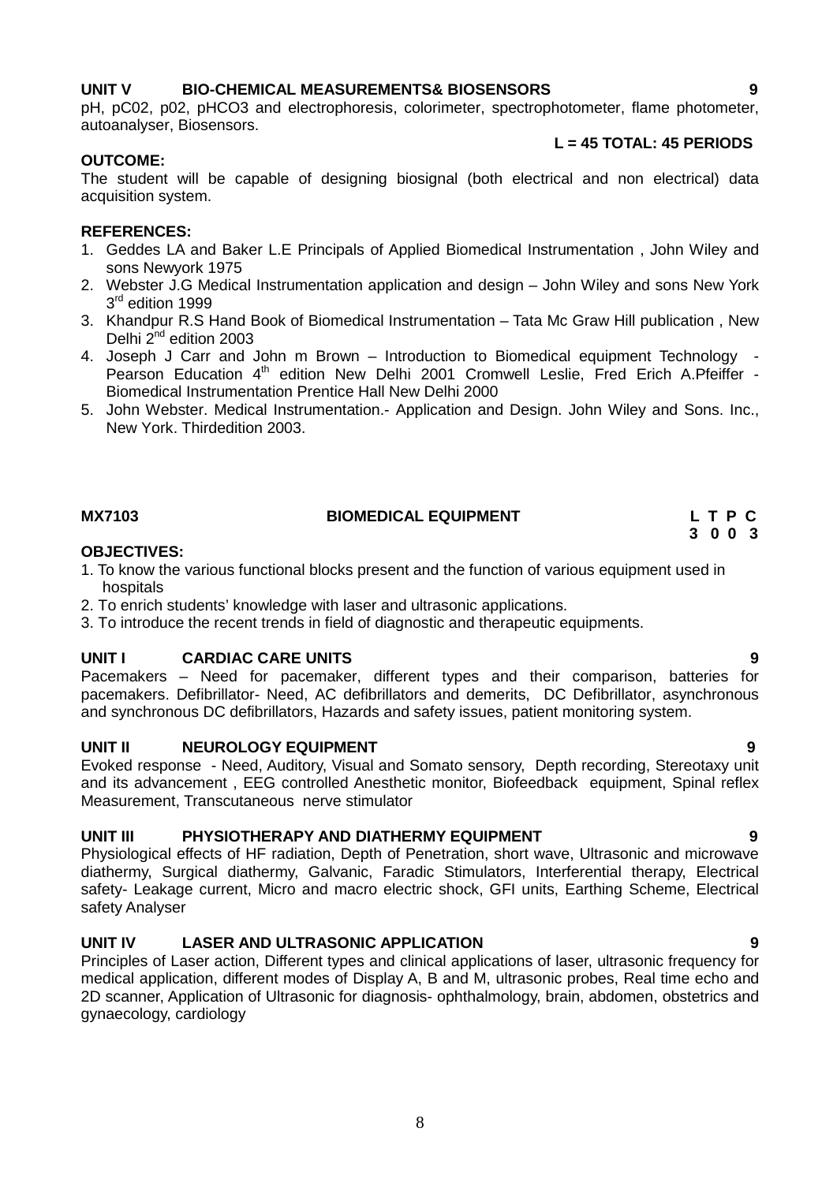**UNIT V BIO-CHEMICAL MEASUREMENTS& BIOSENSORS 9**

pH, pC02, p02, pHCO3 and electrophoresis, colorimeter, spectrophotometer, flame photometer, autoanalyser, Biosensors.

**L = 45 TOTAL: 45 PERIODS**

**OUTCOME:**

The student will be capable of designing biosignal (both electrical and non electrical) data acquisition system.

**REFERENCES:**

1. Geddes LA and Baker L.E Principals of Applied Biomedical Instrumentation , John Wiley and sons Newyork 1975
2. Webster J.G Medical Instrumentation application and design – John Wiley and sons New York 3rd edition 1999
3. Khandpur R.S Hand Book of Biomedical Instrumentation – Tata Mc Graw Hill publication , New Delhi 2nd edition 2003
4. Joseph J Carr and John m Brown – Introduction to Biomedical equipment Technology - Pearson Education 4th edition New Delhi 2001 Cromwell Leslie, Fred Erich A.Pfeiffer - Biomedical Instrumentation Prentice Hall New Delhi 2000
5. John Webster. Medical Instrumentation.- Application and Design. John Wiley and Sons. Inc., New York. Thirdedition 2003.

## MX7103 BIOMEDICAL EQUIPMENT

| L | T | P | C |
|---|---|---|---|
| 3 | 0 | 0 | 3 |

**OBJECTIVES:**

1. To know the various functional blocks present and the function of various equipment used in hospitals
2. To enrich students' knowledge with laser and ultrasonic applications.
3. To introduce the recent trends in field of diagnostic and therapeutic equipments.

**UNIT I CARDIAC CARE UNITS 9**

Pacemakers – Need for pacemaker, different types and their comparison, batteries for pacemakers. Defibrillator- Need, AC defibrillators and demerits, DC Defibrillator, asynchronous and synchronous DC defibrillators, Hazards and safety issues, patient monitoring system.

**UNIT II NEUROLOGY EQUIPMENT 9**

Evoked response - Need, Auditory, Visual and Somato sensory, Depth recording, Stereotaxy unit and its advancement , EEG controlled Anesthetic monitor, Biofeedback equipment, Spinal reflex Measurement, Transcutaneous nerve stimulator

**UNIT III PHYSIOTHERAPY AND DIATHERMY EQUIPMENT 9**

Physiological effects of HF radiation, Depth of Penetration, short wave, Ultrasonic and microwave diathermy, Surgical diathermy, Galvanic, Faradic Stimulators, Interferential therapy, Electrical safety- Leakage current, Micro and macro electric shock, GFI units, Earthing Scheme, Electrical safety Analyser

**UNIT IV LASER AND ULTRASONIC APPLICATION 9**

Principles of Laser action, Different types and clinical applications of laser, ultrasonic frequency for medical application, different modes of Display A, B and M, ultrasonic probes, Real time echo and 2D scanner, Application of Ultrasonic for diagnosis- ophthalmology, brain, abdomen, obstetrics and gynaecology, cardiology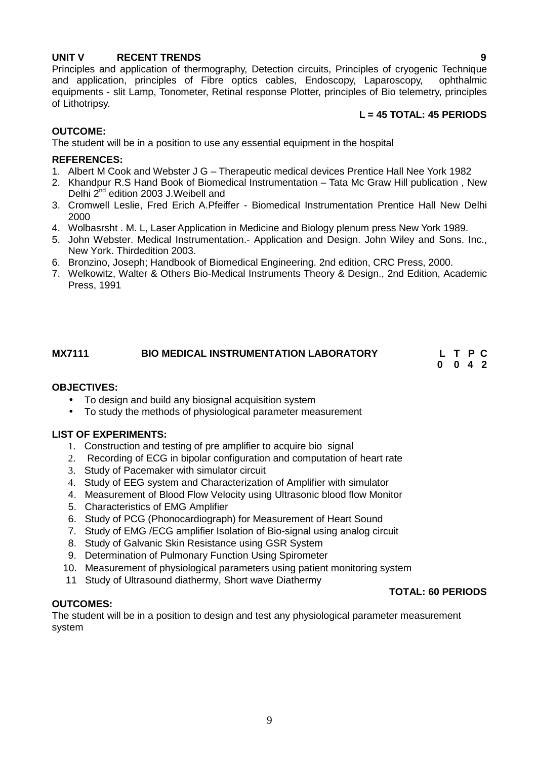**UNIT V RECENT TRENDS 9**

Principles and application of thermography, Detection circuits, Principles of cryogenic Technique and application, principles of Fibre optics cables, Endoscopy, Laparoscopy, ophthalmic equipments - slit Lamp, Tonometer, Retinal response Plotter, principles of Bio telemetry, principles of Lithotripsy.

**L = 45 TOTAL: 45 PERIODS**

**OUTCOME:**

The student will be in a position to use any essential equipment in the hospital

**REFERENCES:**

1. Albert M Cook and Webster J G – Therapeutic medical devices Prentice Hall Nee York 1982
2. Khandpur R.S Hand Book of Biomedical Instrumentation – Tata Mc Graw Hill publication , New Delhi 2nd edition 2003 J.Weibell and
3. Cromwell Leslie, Fred Erich A.Pfeiffer - Biomedical Instrumentation Prentice Hall New Delhi 2000
4. Wolbasrsht . M. L, Laser Application in Medicine and Biology plenum press New York 1989.
5. John Webster. Medical Instrumentation.- Application and Design. John Wiley and Sons. Inc., New York. Thirdedition 2003.
6. Bronzino, Joseph; Handbook of Biomedical Engineering. 2nd edition, CRC Press, 2000.
7. Welkowitz, Walter & Others Bio-Medical Instruments Theory & Design., 2nd Edition, Academic Press, 1991

## MX7111 BIO MEDICAL INSTRUMENTATION LABORATORY

| L | T | P | C |
|---|---|---|---|
| 0 | 0 | 4 | 2 |

**OBJECTIVES:**

- To design and build any biosignal acquisition system
- To study the methods of physiological parameter measurement

**LIST OF EXPERIMENTS:**

1. Construction and testing of pre amplifier to acquire bio signal
2. Recording of ECG in bipolar configuration and computation of heart rate
3. Study of Pacemaker with simulator circuit
4. Study of EEG system and Characterization of Amplifier with simulator
4. Measurement of Blood Flow Velocity using Ultrasonic blood flow Monitor
5. Characteristics of EMG Amplifier
6. Study of PCG (Phonocardiograph) for Measurement of Heart Sound
7. Study of EMG /ECG amplifier Isolation of Bio-signal using analog circuit
8. Study of Galvanic Skin Resistance using GSR System
9. Determination of Pulmonary Function Using Spirometer
10. Measurement of physiological parameters using patient monitoring system
11. Study of Ultrasound diathermy, Short wave Diathermy

**TOTAL: 60 PERIODS**

**OUTCOMES:**

The student will be in a position to design and test any physiological parameter measurement system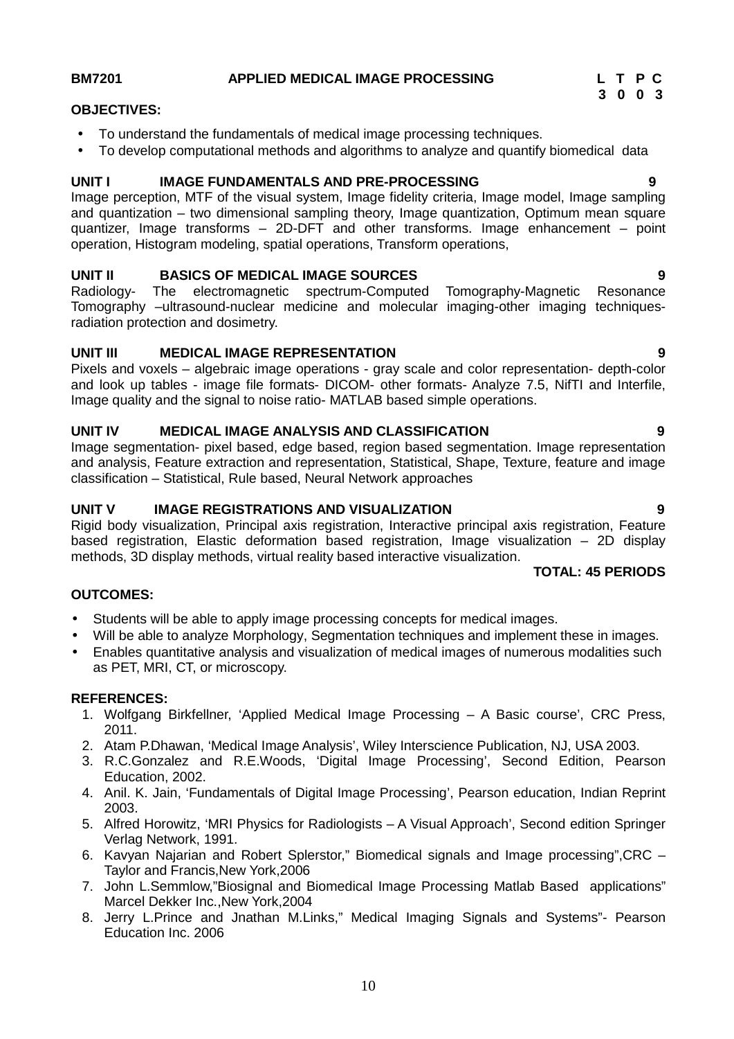**BM7201 APPLIED MEDICAL IMAGE PROCESSING**

| L | T | P | C |
|---|---|---|---|
| 3 | 0 | 0 | 3 |

**OBJECTIVES:**

- To understand the fundamentals of medical image processing techniques.
- To develop computational methods and algorithms to analyze and quantify biomedical data

**UNIT I IMAGE FUNDAMENTALS AND PRE-PROCESSING 9**

Image perception, MTF of the visual system, Image fidelity criteria, Image model, Image sampling and quantization – two dimensional sampling theory, Image quantization, Optimum mean square quantizer, Image transforms – 2D-DFT and other transforms. Image enhancement – point operation, Histogram modeling, spatial operations, Transform operations,

**UNIT II BASICS OF MEDICAL IMAGE SOURCES 9**

Radiology- The electromagnetic spectrum-Computed Tomography-Magnetic Resonance Tomography –ultrasound-nuclear medicine and molecular imaging-other imaging techniques-radiation protection and dosimetry.

**UNIT III MEDICAL IMAGE REPRESENTATION 9**

Pixels and voxels – algebraic image operations - gray scale and color representation- depth-color and look up tables - image file formats- DICOM- other formats- Analyze 7.5, NifTI and Interfile, Image quality and the signal to noise ratio- MATLAB based simple operations.

**UNIT IV MEDICAL IMAGE ANALYSIS AND CLASSIFICATION 9**

Image segmentation- pixel based, edge based, region based segmentation. Image representation and analysis, Feature extraction and representation, Statistical, Shape, Texture, feature and image classification – Statistical, Rule based, Neural Network approaches

**UNIT V IMAGE REGISTRATIONS AND VISUALIZATION 9**

Rigid body visualization, Principal axis registration, Interactive principal axis registration, Feature based registration, Elastic deformation based registration, Image visualization – 2D display methods, 3D display methods, virtual reality based interactive visualization.

**TOTAL: 45 PERIODS**

**OUTCOMES:**

- Students will be able to apply image processing concepts for medical images.
- Will be able to analyze Morphology, Segmentation techniques and implement these in images.
- Enables quantitative analysis and visualization of medical images of numerous modalities such as PET, MRI, CT, or microscopy.

**REFERENCES:**

1. Wolfgang Birkfellner, 'Applied Medical Image Processing – A Basic course', CRC Press, 2011.
2. Atam P.Dhawan, 'Medical Image Analysis', Wiley Interscience Publication, NJ, USA 2003.
3. R.C.Gonzalez and R.E.Woods, 'Digital Image Processing', Second Edition, Pearson Education, 2002.
4. Anil. K. Jain, 'Fundamentals of Digital Image Processing', Pearson education, Indian Reprint 2003.
5. Alfred Horowitz, 'MRI Physics for Radiologists – A Visual Approach', Second edition Springer Verlag Network, 1991.
6. Kavyan Najarian and Robert Splerstor," Biomedical signals and Image processing",CRC – Taylor and Francis,New York,2006
7. John L.Semmlow,"Biosignal and Biomedical Image Processing Matlab Based applications" Marcel Dekker Inc.,New York,2004
8. Jerry L.Prince and Jnathan M.Links," Medical Imaging Signals and Systems"- Pearson Education Inc. 2006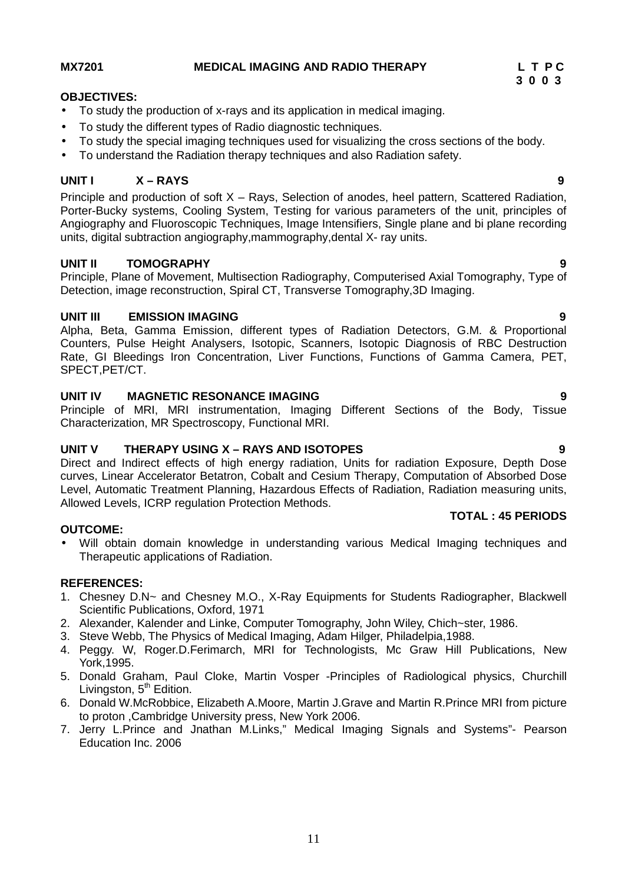**MX7201 MEDICAL IMAGING AND RADIO THERAPY**

| L | T | P | C |
|---|---|---|---|
| 3 | 0 | 0 | 3 |

**OBJECTIVES:**

- To study the production of x-rays and its application in medical imaging.
- To study the different types of Radio diagnostic techniques.
- To study the special imaging techniques used for visualizing the cross sections of the body.
- To understand the Radiation therapy techniques and also Radiation safety.

**UNIT I X – RAYS 9**

Principle and production of soft X – Rays, Selection of anodes, heel pattern, Scattered Radiation, Porter-Bucky systems, Cooling System, Testing for various parameters of the unit, principles of Angiography and Fluoroscopic Techniques, Image Intensifiers, Single plane and bi plane recording units, digital subtraction angiography,mammography,dental X- ray units.

**UNIT II TOMOGRAPHY 9**

Principle, Plane of Movement, Multisection Radiography, Computerised Axial Tomography, Type of Detection, image reconstruction, Spiral CT, Transverse Tomography,3D Imaging.

**UNIT III EMISSION IMAGING 9**

Alpha, Beta, Gamma Emission, different types of Radiation Detectors, G.M. & Proportional Counters, Pulse Height Analysers, Isotopic, Scanners, Isotopic Diagnosis of RBC Destruction Rate, GI Bleedings Iron Concentration, Liver Functions, Functions of Gamma Camera, PET, SPECT,PET/CT.

**UNIT IV MAGNETIC RESONANCE IMAGING 9**

Principle of MRI, MRI instrumentation, Imaging Different Sections of the Body, Tissue Characterization, MR Spectroscopy, Functional MRI.

**UNIT V THERAPY USING X – RAYS AND ISOTOPES 9**

Direct and Indirect effects of high energy radiation, Units for radiation Exposure, Depth Dose curves, Linear Accelerator Betatron, Cobalt and Cesium Therapy, Computation of Absorbed Dose Level, Automatic Treatment Planning, Hazardous Effects of Radiation, Radiation measuring units, Allowed Levels, ICRP regulation Protection Methods.

**TOTAL : 45 PERIODS**

**OUTCOME:**

- Will obtain domain knowledge in understanding various Medical Imaging techniques and Therapeutic applications of Radiation.

**REFERENCES:**

1. Chesney D.N~ and Chesney M.O., X-Ray Equipments for Students Radiographer, Blackwell Scientific Publications, Oxford, 1971
2. Alexander, Kalender and Linke, Computer Tomography, John Wiley, Chich~ster, 1986.
3. Steve Webb, The Physics of Medical Imaging, Adam Hilger, Philadelpia,1988.
4. Peggy. W, Roger.D.Ferimarch, MRI for Technologists, Mc Graw Hill Publications, New York,1995.
5. Donald Graham, Paul Cloke, Martin Vosper -Principles of Radiological physics, Churchill Livingston, 5th Edition.
6. Donald W.McRobbice, Elizabeth A.Moore, Martin J.Grave and Martin R.Prince MRI from picture to proton ,Cambridge University press, New York 2006.
7. Jerry L.Prince and Jnathan M.Links," Medical Imaging Signals and Systems"- Pearson Education Inc. 2006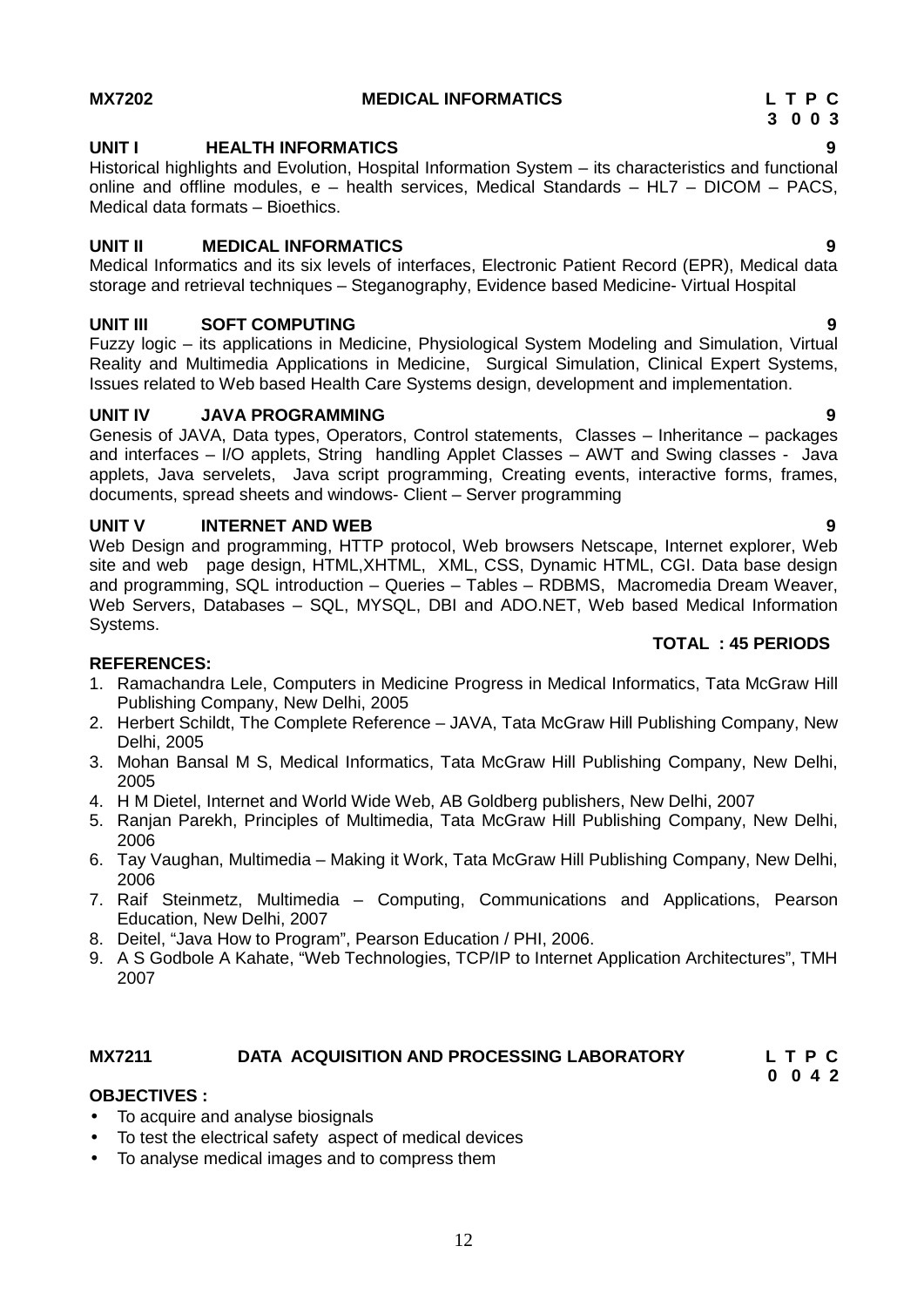## MX7202 MEDICAL INFORMATICS

**L T P C**
**3 0 0 3**

### UNIT I HEALTH INFORMATICS — 9

Historical highlights and Evolution, Hospital Information System – its characteristics and functional online and offline modules, e – health services, Medical Standards – HL7 – DICOM – PACS, Medical data formats – Bioethics.

### UNIT II MEDICAL INFORMATICS — 9

Medical Informatics and its six levels of interfaces, Electronic Patient Record (EPR), Medical data storage and retrieval techniques – Steganography, Evidence based Medicine- Virtual Hospital

### UNIT III SOFT COMPUTING — 9

Fuzzy logic – its applications in Medicine, Physiological System Modeling and Simulation, Virtual Reality and Multimedia Applications in Medicine, Surgical Simulation, Clinical Expert Systems, Issues related to Web based Health Care Systems design, development and implementation.

### UNIT IV JAVA PROGRAMMING — 9

Genesis of JAVA, Data types, Operators, Control statements, Classes – Inheritance – packages and interfaces – I/O applets, String handling Applet Classes – AWT and Swing classes - Java applets, Java servelets, Java script programming, Creating events, interactive forms, frames, documents, spread sheets and windows- Client – Server programming

### UNIT V INTERNET AND WEB — 9

Web Design and programming, HTTP protocol, Web browsers Netscape, Internet explorer, Web site and web page design, HTML,XHTML, XML, CSS, Dynamic HTML, CGI. Data base design and programming, SQL introduction – Queries – Tables – RDBMS, Macromedia Dream Weaver, Web Servers, Databases – SQL, MYSQL, DBI and ADO.NET, Web based Medical Information Systems.

**TOTAL : 45 PERIODS**

**REFERENCES:**

1. Ramachandra Lele, Computers in Medicine Progress in Medical Informatics, Tata McGraw Hill Publishing Company, New Delhi, 2005
2. Herbert Schildt, The Complete Reference – JAVA, Tata McGraw Hill Publishing Company, New Delhi, 2005
3. Mohan Bansal M S, Medical Informatics, Tata McGraw Hill Publishing Company, New Delhi, 2005
4. H M Dietel, Internet and World Wide Web, AB Goldberg publishers, New Delhi, 2007
5. Ranjan Parekh, Principles of Multimedia, Tata McGraw Hill Publishing Company, New Delhi, 2006
6. Tay Vaughan, Multimedia – Making it Work, Tata McGraw Hill Publishing Company, New Delhi, 2006
7. Raif Steinmetz, Multimedia – Computing, Communications and Applications, Pearson Education, New Delhi, 2007
8. Deitel, "Java How to Program", Pearson Education / PHI, 2006.
9. A S Godbole A Kahate, "Web Technologies, TCP/IP to Internet Application Architectures", TMH 2007

## MX7211 DATA ACQUISITION AND PROCESSING LABORATORY

**L T P C**
**0 0 4 2**

**OBJECTIVES :**

- To acquire and analyse biosignals
- To test the electrical safety aspect of medical devices
- To analyse medical images and to compress them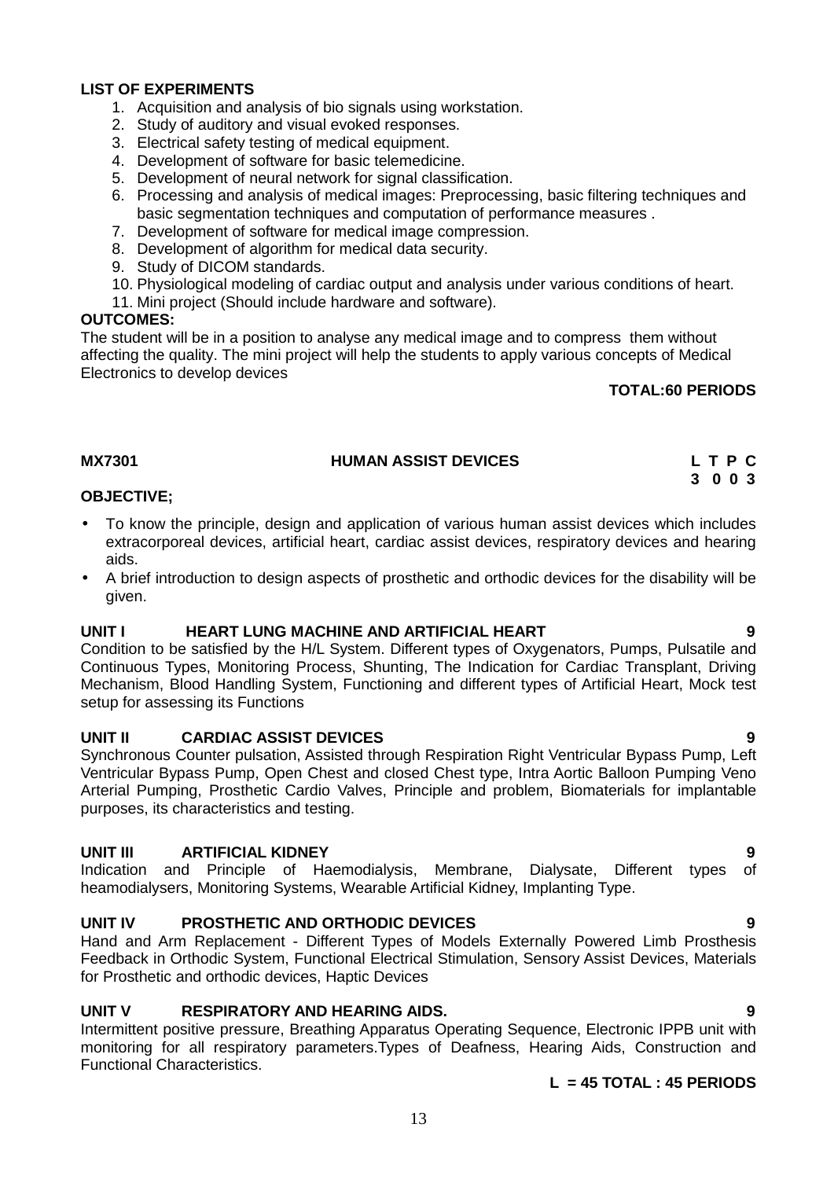**LIST OF EXPERIMENTS**

1. Acquisition and analysis of bio signals using workstation.
2. Study of auditory and visual evoked responses.
3. Electrical safety testing of medical equipment.
4. Development of software for basic telemedicine.
5. Development of neural network for signal classification.
6. Processing and analysis of medical images: Preprocessing, basic filtering techniques and basic segmentation techniques and computation of performance measures .
7. Development of software for medical image compression.
8. Development of algorithm for medical data security.
9. Study of DICOM standards.
10. Physiological modeling of cardiac output and analysis under various conditions of heart.
11. Mini project (Should include hardware and software).

**OUTCOMES:**

The student will be in a position to analyse any medical image and to compress them without affecting the quality. The mini project will help the students to apply various concepts of Medical Electronics to develop devices

**TOTAL:60 PERIODS**

| **MX7301** | **HUMAN ASSIST DEVICES** | **L T P C** |
|---|---|---|
| | | **3 0 0 3** |

**OBJECTIVE;**

- To know the principle, design and application of various human assist devices which includes extracorporeal devices, artificial heart, cardiac assist devices, respiratory devices and hearing aids.
- A brief introduction to design aspects of prosthetic and orthodic devices for the disability will be given.

**UNIT I HEART LUNG MACHINE AND ARTIFICIAL HEART 9**

Condition to be satisfied by the H/L System. Different types of Oxygenators, Pumps, Pulsatile and Continuous Types, Monitoring Process, Shunting, The Indication for Cardiac Transplant, Driving Mechanism, Blood Handling System, Functioning and different types of Artificial Heart, Mock test setup for assessing its Functions

**UNIT II CARDIAC ASSIST DEVICES 9**

Synchronous Counter pulsation, Assisted through Respiration Right Ventricular Bypass Pump, Left Ventricular Bypass Pump, Open Chest and closed Chest type, Intra Aortic Balloon Pumping Veno Arterial Pumping, Prosthetic Cardio Valves, Principle and problem, Biomaterials for implantable purposes, its characteristics and testing.

**UNIT III ARTIFICIAL KIDNEY 9**

Indication and Principle of Haemodialysis, Membrane, Dialysate, Different types of heamodialysers, Monitoring Systems, Wearable Artificial Kidney, Implanting Type.

**UNIT IV PROSTHETIC AND ORTHODIC DEVICES 9**

Hand and Arm Replacement - Different Types of Models Externally Powered Limb Prosthesis Feedback in Orthodic System, Functional Electrical Stimulation, Sensory Assist Devices, Materials for Prosthetic and orthodic devices, Haptic Devices

**UNIT V RESPIRATORY AND HEARING AIDS. 9**

Intermittent positive pressure, Breathing Apparatus Operating Sequence, Electronic IPPB unit with monitoring for all respiratory parameters.Types of Deafness, Hearing Aids, Construction and Functional Characteristics.

**L = 45 TOTAL : 45 PERIODS**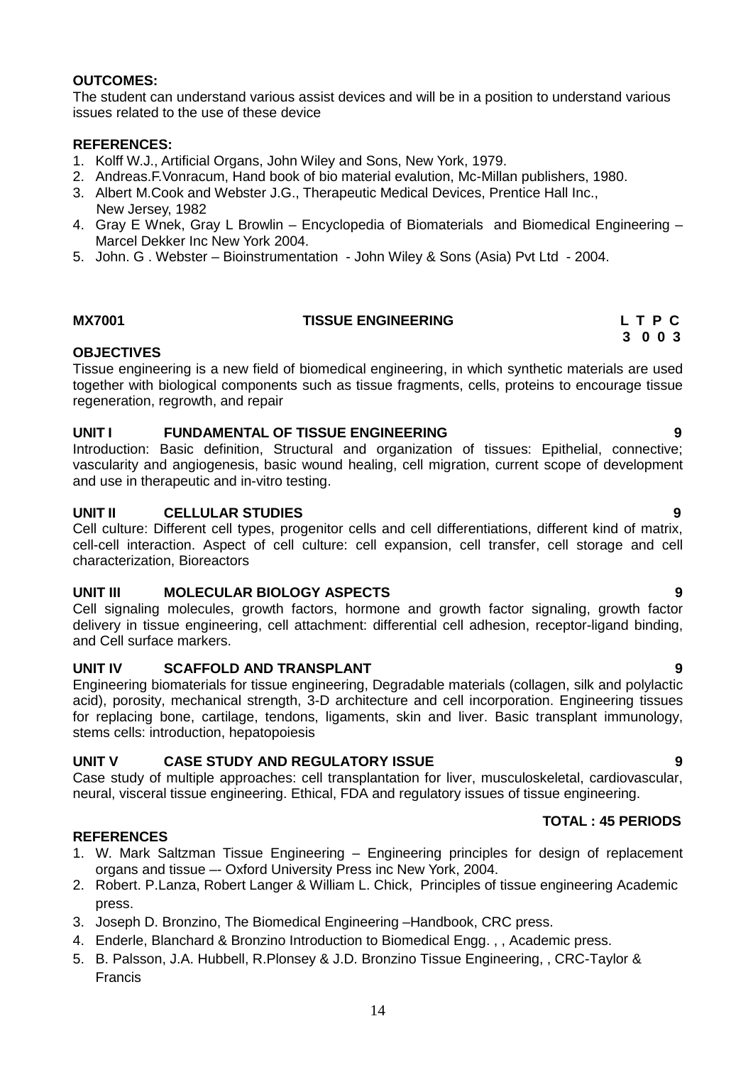**OUTCOMES:**
The student can understand various assist devices and will be in a position to understand various issues related to the use of these device

**REFERENCES:**

1. Kolff W.J., Artificial Organs, John Wiley and Sons, New York, 1979.
2. Andreas.F.Vonracum, Hand book of bio material evalution, Mc-Millan publishers, 1980.
3. Albert M.Cook and Webster J.G., Therapeutic Medical Devices, Prentice Hall Inc., New Jersey, 1982
4. Gray E Wnek, Gray L Browlin – Encyclopedia of Biomaterials and Biomedical Engineering – Marcel Dekker Inc New York 2004.
5. John. G . Webster – Bioinstrumentation - John Wiley & Sons (Asia) Pvt Ltd - 2004.

## MX7001 TISSUE ENGINEERING

| L | T | P | C |
|---|---|---|---|
| 3 | 0 | 0 | 3 |

**OBJECTIVES**
Tissue engineering is a new field of biomedical engineering, in which synthetic materials are used together with biological components such as tissue fragments, cells, proteins to encourage tissue regeneration, regrowth, and repair

**UNIT I FUNDAMENTAL OF TISSUE ENGINEERING 9**
Introduction: Basic definition, Structural and organization of tissues: Epithelial, connective; vascularity and angiogenesis, basic wound healing, cell migration, current scope of development and use in therapeutic and in-vitro testing.

**UNIT II CELLULAR STUDIES 9**
Cell culture: Different cell types, progenitor cells and cell differentiations, different kind of matrix, cell-cell interaction. Aspect of cell culture: cell expansion, cell transfer, cell storage and cell characterization, Bioreactors

**UNIT III MOLECULAR BIOLOGY ASPECTS 9**
Cell signaling molecules, growth factors, hormone and growth factor signaling, growth factor delivery in tissue engineering, cell attachment: differential cell adhesion, receptor-ligand binding, and Cell surface markers.

**UNIT IV SCAFFOLD AND TRANSPLANT 9**
Engineering biomaterials for tissue engineering, Degradable materials (collagen, silk and polylactic acid), porosity, mechanical strength, 3-D architecture and cell incorporation. Engineering tissues for replacing bone, cartilage, tendons, ligaments, skin and liver. Basic transplant immunology, stems cells: introduction, hepatopoiesis

**UNIT V CASE STUDY AND REGULATORY ISSUE 9**
Case study of multiple approaches: cell transplantation for liver, musculoskeletal, cardiovascular, neural, visceral tissue engineering. Ethical, FDA and regulatory issues of tissue engineering.

**TOTAL : 45 PERIODS**

**REFERENCES**

1. W. Mark Saltzman Tissue Engineering – Engineering principles for design of replacement organs and tissue –- Oxford University Press inc New York, 2004.
2. Robert. P.Lanza, Robert Langer & William L. Chick, Principles of tissue engineering Academic press.
3. Joseph D. Bronzino, The Biomedical Engineering –Handbook, CRC press.
4. Enderle, Blanchard & Bronzino Introduction to Biomedical Engg. , , Academic press.
5. B. Palsson, J.A. Hubbell, R.Plonsey & J.D. Bronzino Tissue Engineering, , CRC-Taylor & Francis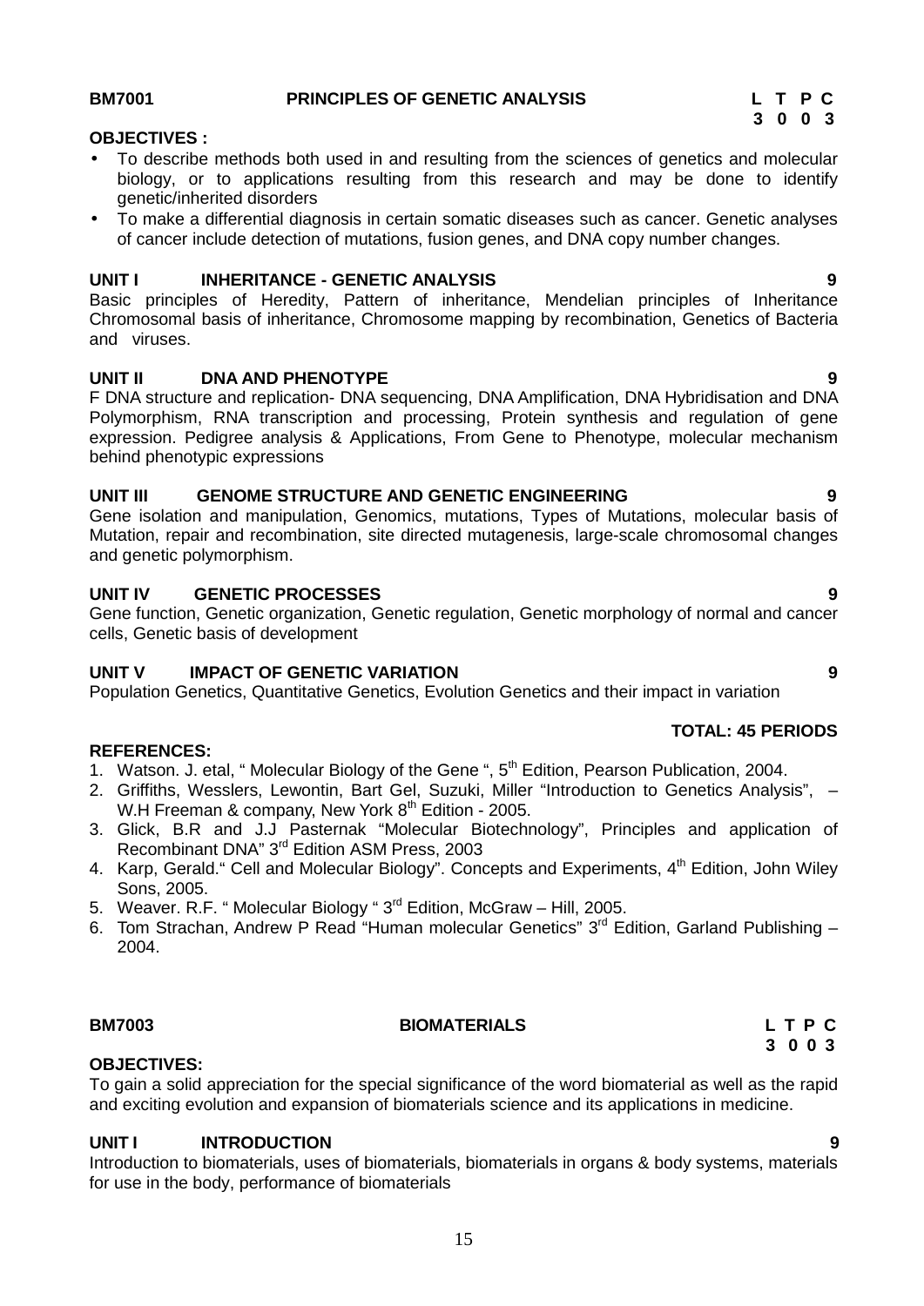**BM7001 PRINCIPLES OF GENETIC ANALYSIS**

| L | T | P | C |
|---|---|---|---|
| 3 | 0 | 0 | 3 |

**OBJECTIVES :**

- To describe methods both used in and resulting from the sciences of genetics and molecular biology, or to applications resulting from this research and may be done to identify genetic/inherited disorders
- To make a differential diagnosis in certain somatic diseases such as cancer. Genetic analyses of cancer include detection of mutations, fusion genes, and DNA copy number changes.

**UNIT I INHERITANCE - GENETIC ANALYSIS 9**

Basic principles of Heredity, Pattern of inheritance, Mendelian principles of Inheritance Chromosomal basis of inheritance, Chromosome mapping by recombination, Genetics of Bacteria and viruses.

**UNIT II DNA AND PHENOTYPE 9**

F DNA structure and replication- DNA sequencing, DNA Amplification, DNA Hybridisation and DNA Polymorphism, RNA transcription and processing, Protein synthesis and regulation of gene expression. Pedigree analysis & Applications, From Gene to Phenotype, molecular mechanism behind phenotypic expressions

**UNIT III GENOME STRUCTURE AND GENETIC ENGINEERING 9**

Gene isolation and manipulation, Genomics, mutations, Types of Mutations, molecular basis of Mutation, repair and recombination, site directed mutagenesis, large-scale chromosomal changes and genetic polymorphism.

**UNIT IV GENETIC PROCESSES 9**

Gene function, Genetic organization, Genetic regulation, Genetic morphology of normal and cancer cells, Genetic basis of development

**UNIT V IMPACT OF GENETIC VARIATION 9**

Population Genetics, Quantitative Genetics, Evolution Genetics and their impact in variation

**TOTAL: 45 PERIODS**

**REFERENCES:**

1. Watson. J. etal, " Molecular Biology of the Gene ", 5th Edition, Pearson Publication, 2004.
2. Griffiths, Wesslers, Lewontin, Bart Gel, Suzuki, Miller "Introduction to Genetics Analysis", – W.H Freeman & company, New York 8th Edition - 2005.
3. Glick, B.R and J.J Pasternak "Molecular Biotechnology", Principles and application of Recombinant DNA" 3rd Edition ASM Press, 2003
4. Karp, Gerald." Cell and Molecular Biology". Concepts and Experiments, 4th Edition, John Wiley Sons, 2005.
5. Weaver. R.F. " Molecular Biology " 3rd Edition, McGraw – Hill, 2005.
6. Tom Strachan, Andrew P Read "Human molecular Genetics" 3rd Edition, Garland Publishing – 2004.

**BM7003 BIOMATERIALS**

| L | T | P | C |
|---|---|---|---|
| 3 | 0 | 0 | 3 |

**OBJECTIVES:**

To gain a solid appreciation for the special significance of the word biomaterial as well as the rapid and exciting evolution and expansion of biomaterials science and its applications in medicine.

**UNIT I INTRODUCTION 9**

Introduction to biomaterials, uses of biomaterials, biomaterials in organs & body systems, materials for use in the body, performance of biomaterials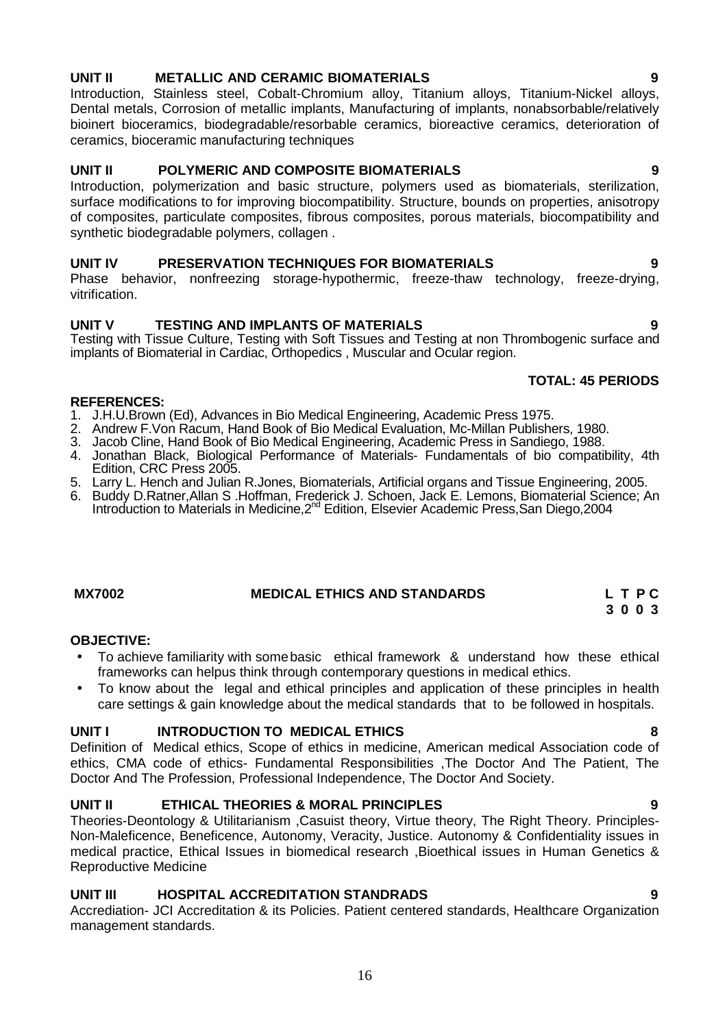**UNIT II METALLIC AND CERAMIC BIOMATERIALS 9**

Introduction, Stainless steel, Cobalt-Chromium alloy, Titanium alloys, Titanium-Nickel alloys, Dental metals, Corrosion of metallic implants, Manufacturing of implants, nonabsorbable/relatively bioinert bioceramics, biodegradable/resorbable ceramics, bioreactive ceramics, deterioration of ceramics, bioceramic manufacturing techniques

**UNIT II POLYMERIC AND COMPOSITE BIOMATERIALS 9**

Introduction, polymerization and basic structure, polymers used as biomaterials, sterilization, surface modifications to for improving biocompatibility. Structure, bounds on properties, anisotropy of composites, particulate composites, fibrous composites, porous materials, biocompatibility and synthetic biodegradable polymers, collagen .

**UNIT IV PRESERVATION TECHNIQUES FOR BIOMATERIALS 9**

Phase behavior, nonfreezing storage-hypothermic, freeze-thaw technology, freeze-drying, vitrification.

**UNIT V TESTING AND IMPLANTS OF MATERIALS 9**

Testing with Tissue Culture, Testing with Soft Tissues and Testing at non Thrombogenic surface and implants of Biomaterial in Cardiac, Orthopedics , Muscular and Ocular region.

**TOTAL: 45 PERIODS**

**REFERENCES:**

1. J.H.U.Brown (Ed), Advances in Bio Medical Engineering, Academic Press 1975.
2. Andrew F.Von Racum, Hand Book of Bio Medical Evaluation, Mc-Millan Publishers, 1980.
3. Jacob Cline, Hand Book of Bio Medical Engineering, Academic Press in Sandiego, 1988.
4. Jonathan Black, Biological Performance of Materials- Fundamentals of bio compatibility, 4th Edition, CRC Press 2005.
5. Larry L. Hench and Julian R.Jones, Biomaterials, Artificial organs and Tissue Engineering, 2005.
6. Buddy D.Ratner,Allan S .Hoffman, Frederick J. Schoen, Jack E. Lemons, Biomaterial Science; An Introduction to Materials in Medicine,2nd Edition, Elsevier Academic Press,San Diego,2004

**MX7002 MEDICAL ETHICS AND STANDARDS L T P C**
**3 0 0 3**

**OBJECTIVE:**

- To achieve familiarity with some basic ethical framework & understand how these ethical frameworks can helpus think through contemporary questions in medical ethics.
- To know about the legal and ethical principles and application of these principles in health care settings & gain knowledge about the medical standards that to be followed in hospitals.

**UNIT I INTRODUCTION TO MEDICAL ETHICS 8**

Definition of Medical ethics, Scope of ethics in medicine, American medical Association code of ethics, CMA code of ethics- Fundamental Responsibilities ,The Doctor And The Patient, The Doctor And The Profession, Professional Independence, The Doctor And Society.

**UNIT II ETHICAL THEORIES & MORAL PRINCIPLES 9**

Theories-Deontology & Utilitarianism ,Casuist theory, Virtue theory, The Right Theory. Principles-Non-Maleficence, Beneficence, Autonomy, Veracity, Justice. Autonomy & Confidentiality issues in medical practice, Ethical Issues in biomedical research ,Bioethical issues in Human Genetics & Reproductive Medicine

**UNIT III HOSPITAL ACCREDITATION STANDRADS 9**

Accrediation- JCI Accreditation & its Policies. Patient centered standards, Healthcare Organization management standards.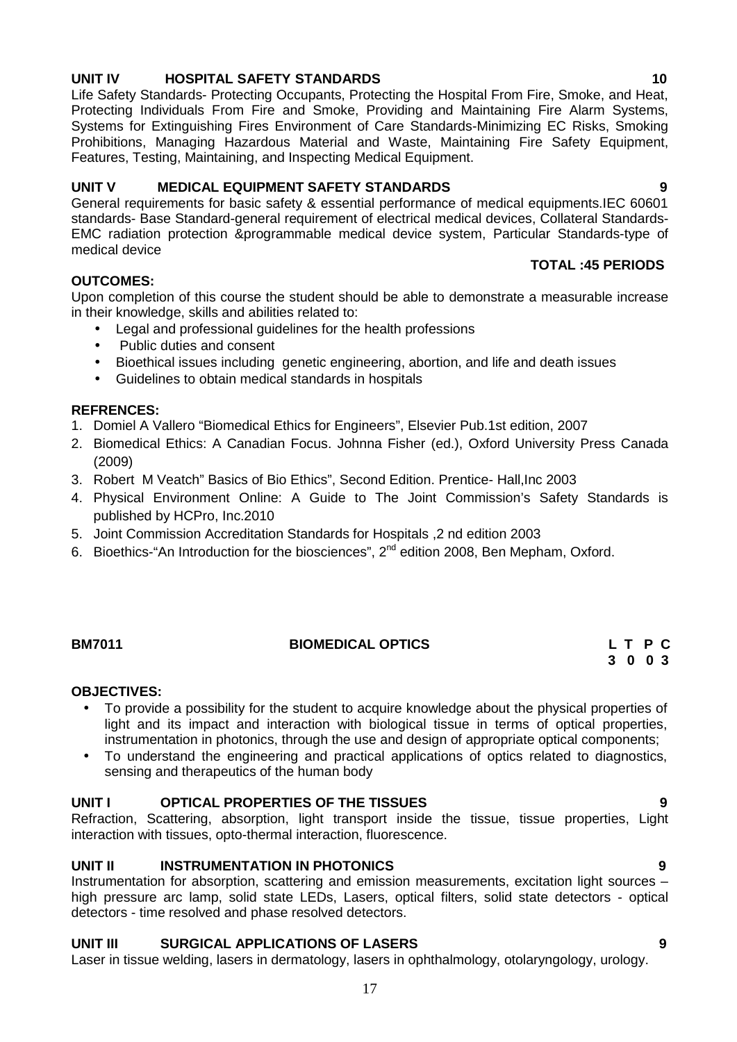**UNIT IV HOSPITAL SAFETY STANDARDS 10**

Life Safety Standards- Protecting Occupants, Protecting the Hospital From Fire, Smoke, and Heat, Protecting Individuals From Fire and Smoke, Providing and Maintaining Fire Alarm Systems, Systems for Extinguishing Fires Environment of Care Standards-Minimizing EC Risks, Smoking Prohibitions, Managing Hazardous Material and Waste, Maintaining Fire Safety Equipment, Features, Testing, Maintaining, and Inspecting Medical Equipment.

**UNIT V MEDICAL EQUIPMENT SAFETY STANDARDS 9**

General requirements for basic safety & essential performance of medical equipments.IEC 60601 standards- Base Standard-general requirement of electrical medical devices, Collateral Standards-EMC radiation protection &programmable medical device system, Particular Standards-type of medical device

**TOTAL :45 PERIODS**

**OUTCOMES:**

Upon completion of this course the student should be able to demonstrate a measurable increase in their knowledge, skills and abilities related to:

- Legal and professional guidelines for the health professions
- Public duties and consent
- Bioethical issues including genetic engineering, abortion, and life and death issues
- Guidelines to obtain medical standards in hospitals

**REFRENCES:**

1. Domiel A Vallero "Biomedical Ethics for Engineers", Elsevier Pub.1st edition, 2007
2. Biomedical Ethics: A Canadian Focus. Johnna Fisher (ed.), Oxford University Press Canada (2009)
3. Robert M Veatch" Basics of Bio Ethics", Second Edition. Prentice- Hall,Inc 2003
4. Physical Environment Online: A Guide to The Joint Commission's Safety Standards is published by HCPro, Inc.2010
5. Joint Commission Accreditation Standards for Hospitals ,2 nd edition 2003
6. Bioethics-"An Introduction for the biosciences", 2nd edition 2008, Ben Mepham, Oxford.

**BM7011 BIOMEDICAL OPTICS**

| L | T | P | C |
|---|---|---|---|
| 3 | 0 | 0 | 3 |

**OBJECTIVES:**

- To provide a possibility for the student to acquire knowledge about the physical properties of light and its impact and interaction with biological tissue in terms of optical properties, instrumentation in photonics, through the use and design of appropriate optical components;
- To understand the engineering and practical applications of optics related to diagnostics, sensing and therapeutics of the human body

**UNIT I OPTICAL PROPERTIES OF THE TISSUES 9**

Refraction, Scattering, absorption, light transport inside the tissue, tissue properties, Light interaction with tissues, opto-thermal interaction, fluorescence.

**UNIT II INSTRUMENTATION IN PHOTONICS 9**

Instrumentation for absorption, scattering and emission measurements, excitation light sources – high pressure arc lamp, solid state LEDs, Lasers, optical filters, solid state detectors - optical detectors - time resolved and phase resolved detectors.

**UNIT III SURGICAL APPLICATIONS OF LASERS 9**

Laser in tissue welding, lasers in dermatology, lasers in ophthalmology, otolaryngology, urology.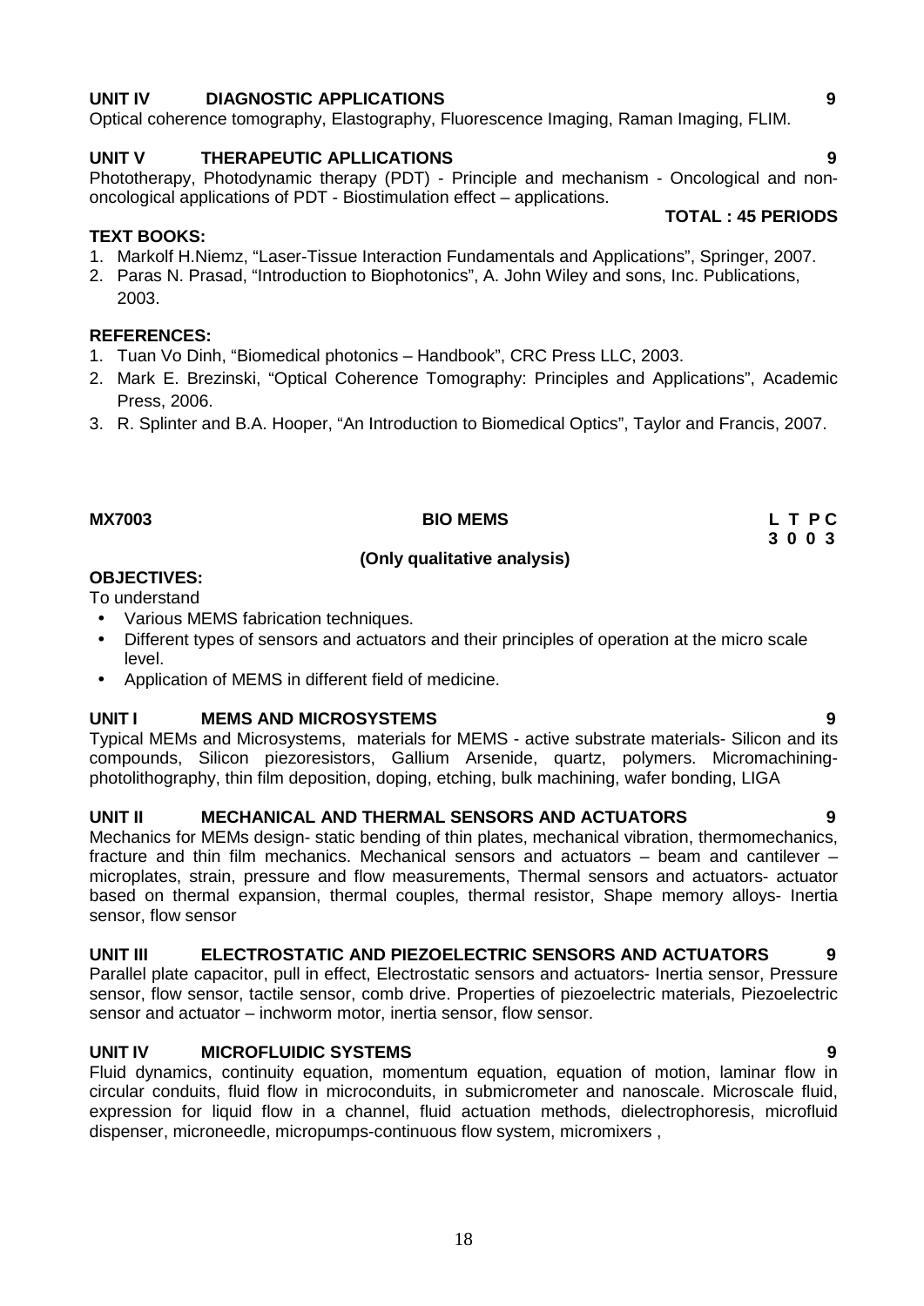**UNIT IV DIAGNOSTIC APPLICATIONS** **9**

Optical coherence tomography, Elastography, Fluorescence Imaging, Raman Imaging, FLIM.

**UNIT V THERAPEUTIC APLLICATIONS** **9**

Phototherapy, Photodynamic therapy (PDT) - Principle and mechanism - Oncological and non-oncological applications of PDT - Biostimulation effect – applications.

**TOTAL : 45 PERIODS**

**TEXT BOOKS:**

1. Markolf H.Niemz, "Laser-Tissue Interaction Fundamentals and Applications", Springer, 2007.
2. Paras N. Prasad, "Introduction to Biophotonics", A. John Wiley and sons, Inc. Publications, 2003.

**REFERENCES:**

1. Tuan Vo Dinh, "Biomedical photonics – Handbook", CRC Press LLC, 2003.
2. Mark E. Brezinski, "Optical Coherence Tomography: Principles and Applications", Academic Press, 2006.
3. R. Splinter and B.A. Hooper, "An Introduction to Biomedical Optics", Taylor and Francis, 2007.

**MX7003** **BIO MEMS** **L T P C**
**3 0 0 3**

**(Only qualitative analysis)**

**OBJECTIVES:**

To understand

- Various MEMS fabrication techniques.
- Different types of sensors and actuators and their principles of operation at the micro scale level.
- Application of MEMS in different field of medicine.

**UNIT I MEMS AND MICROSYSTEMS** **9**

Typical MEMs and Microsystems, materials for MEMS - active substrate materials- Silicon and its compounds, Silicon piezoresistors, Gallium Arsenide, quartz, polymers. Micromachining-photolithography, thin film deposition, doping, etching, bulk machining, wafer bonding, LIGA

**UNIT II MECHANICAL AND THERMAL SENSORS AND ACTUATORS** **9**

Mechanics for MEMs design- static bending of thin plates, mechanical vibration, thermomechanics, fracture and thin film mechanics. Mechanical sensors and actuators – beam and cantilever – microplates, strain, pressure and flow measurements, Thermal sensors and actuators- actuator based on thermal expansion, thermal couples, thermal resistor, Shape memory alloys- Inertia sensor, flow sensor

**UNIT III ELECTROSTATIC AND PIEZOELECTRIC SENSORS AND ACTUATORS** **9**

Parallel plate capacitor, pull in effect, Electrostatic sensors and actuators- Inertia sensor, Pressure sensor, flow sensor, tactile sensor, comb drive. Properties of piezoelectric materials, Piezoelectric sensor and actuator – inchworm motor, inertia sensor, flow sensor.

**UNIT IV MICROFLUIDIC SYSTEMS** **9**

Fluid dynamics, continuity equation, momentum equation, equation of motion, laminar flow in circular conduits, fluid flow in microconduits, in submicrometer and nanoscale. Microscale fluid, expression for liquid flow in a channel, fluid actuation methods, dielectrophoresis, microfluid dispenser, microneedle, micropumps-continuous flow system, micromixers ,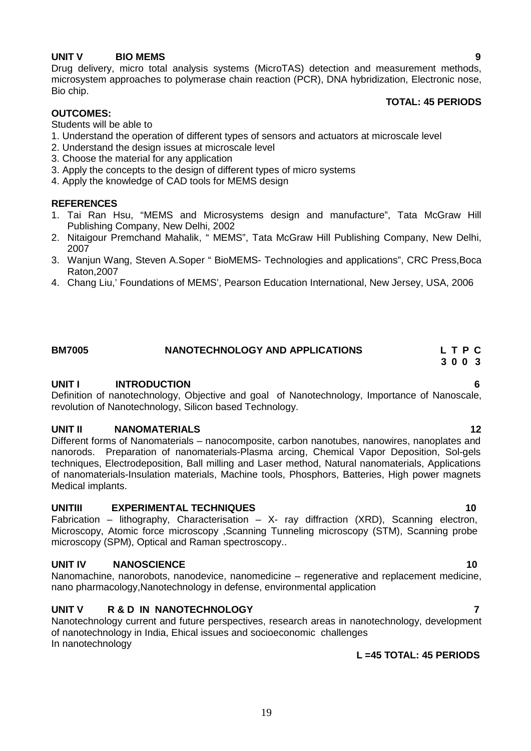**UNIT V BIO MEMS** **9**

Drug delivery, micro total analysis systems (MicroTAS) detection and measurement methods, microsystem approaches to polymerase chain reaction (PCR), DNA hybridization, Electronic nose, Bio chip.

**TOTAL: 45 PERIODS**

**OUTCOMES:**

Students will be able to

1. Understand the operation of different types of sensors and actuators at microscale level
2. Understand the design issues at microscale level
3. Choose the material for any application
3. Apply the concepts to the design of different types of micro systems
4. Apply the knowledge of CAD tools for MEMS design

**REFERENCES**

1. Tai Ran Hsu, "MEMS and Microsystems design and manufacture", Tata McGraw Hill Publishing Company, New Delhi, 2002
2. Nitaigour Premchand Mahalik, " MEMS", Tata McGraw Hill Publishing Company, New Delhi, 2007
3. Wanjun Wang, Steven A.Soper " BioMEMS- Technologies and applications", CRC Press,Boca Raton,2007
4. Chang Liu,' Foundations of MEMS', Pearson Education International, New Jersey, USA, 2006

## BM7005 NANOTECHNOLOGY AND APPLICATIONS

| L | T | P | C |
|---|---|---|---|
| 3 | 0 | 0 | 3 |

**UNIT I INTRODUCTION** **6**

Definition of nanotechnology, Objective and goal of Nanotechnology, Importance of Nanoscale, revolution of Nanotechnology, Silicon based Technology.

**UNIT II NANOMATERIALS** **12**

Different forms of Nanomaterials – nanocomposite, carbon nanotubes, nanowires, nanoplates and nanorods. Preparation of nanomaterials-Plasma arcing, Chemical Vapor Deposition, Sol-gels techniques, Electrodeposition, Ball milling and Laser method, Natural nanomaterials, Applications of nanomaterials-Insulation materials, Machine tools, Phosphors, Batteries, High power magnets Medical implants.

**UNITIII EXPERIMENTAL TECHNIQUES** **10**

Fabrication – lithography, Characterisation – X- ray diffraction (XRD), Scanning electron, Microscopy, Atomic force microscopy ,Scanning Tunneling microscopy (STM), Scanning probe microscopy (SPM), Optical and Raman spectroscopy..

**UNIT IV NANOSCIENCE** **10**

Nanomachine, nanorobots, nanodevice, nanomedicine – regenerative and replacement medicine, nano pharmacology,Nanotechnology in defense, environmental application

**UNIT V R & D IN NANOTECHNOLOGY** **7**

Nanotechnology current and future perspectives, research areas in nanotechnology, development of nanotechnology in India, Ehical issues and socioeconomic challenges In nanotechnology

**L =45 TOTAL: 45 PERIODS**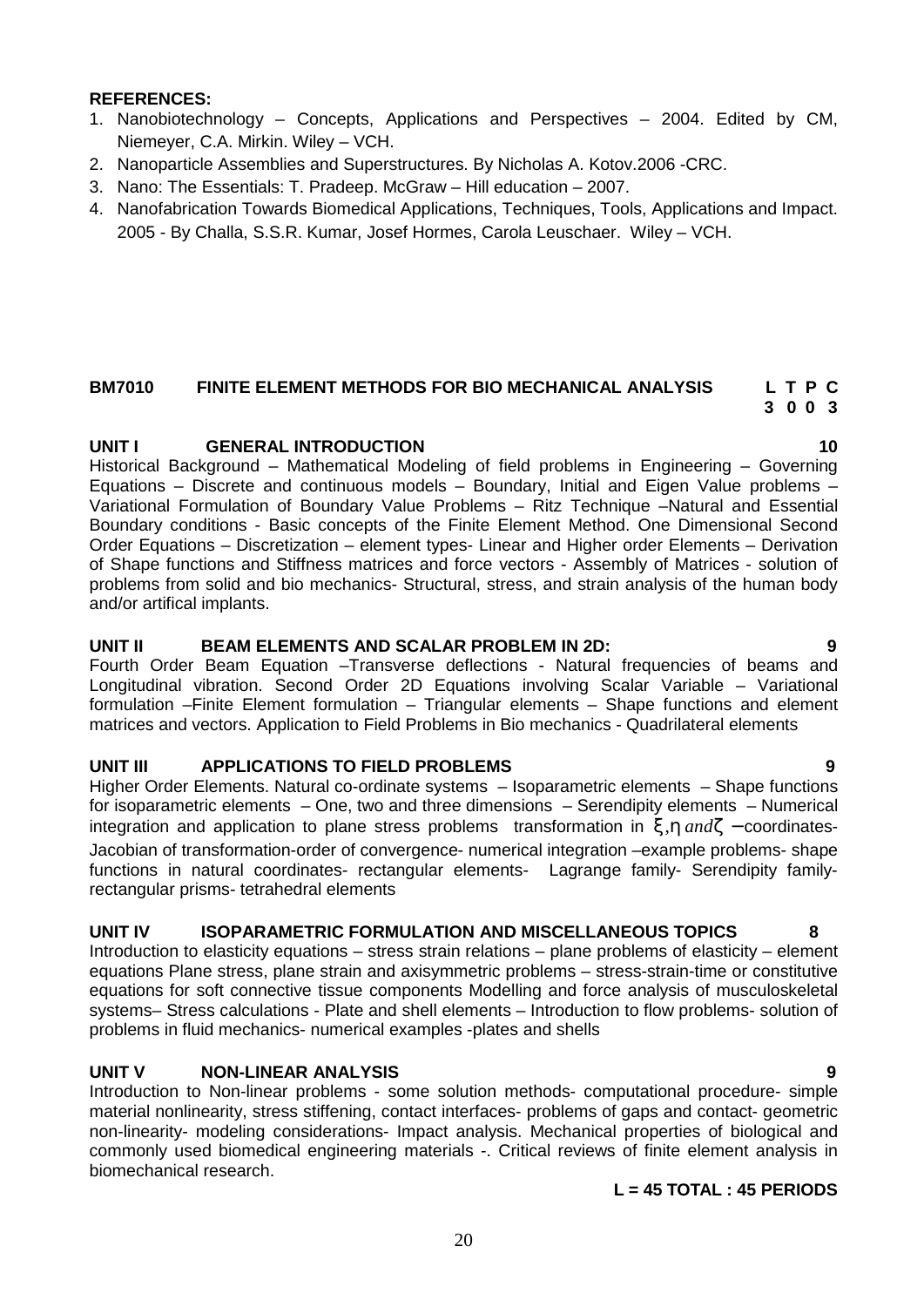**REFERENCES:**

1. Nanobiotechnology – Concepts, Applications and Perspectives – 2004. Edited by CM, Niemeyer, C.A. Mirkin. Wiley – VCH.
2. Nanoparticle Assemblies and Superstructures. By Nicholas A. Kotov.2006 -CRC.
3. Nano: The Essentials: T. Pradeep. McGraw – Hill education – 2007.
4. Nanofabrication Towards Biomedical Applications, Techniques, Tools, Applications and Impact. 2005 - By Challa, S.S.R. Kumar, Josef Hormes, Carola Leuschaer. Wiley – VCH.

## BM7010 FINITE ELEMENT METHODS FOR BIO MECHANICAL ANALYSIS

| L | T | P | C |
|---|---|---|---|
| 3 | 0 | 0 | 3 |

### UNIT I GENERAL INTRODUCTION — 10

Historical Background – Mathematical Modeling of field problems in Engineering – Governing Equations – Discrete and continuous models – Boundary, Initial and Eigen Value problems – Variational Formulation of Boundary Value Problems – Ritz Technique –Natural and Essential Boundary conditions - Basic concepts of the Finite Element Method. One Dimensional Second Order Equations – Discretization – element types- Linear and Higher order Elements – Derivation of Shape functions and Stiffness matrices and force vectors - Assembly of Matrices - solution of problems from solid and bio mechanics- Structural, stress, and strain analysis of the human body and/or artifical implants.

### UNIT II BEAM ELEMENTS AND SCALAR PROBLEM IN 2D: — 9

Fourth Order Beam Equation –Transverse deflections - Natural frequencies of beams and Longitudinal vibration. Second Order 2D Equations involving Scalar Variable – Variational formulation –Finite Element formulation – Triangular elements – Shape functions and element matrices and vectors. Application to Field Problems in Bio mechanics - Quadrilateral elements

### UNIT III APPLICATIONS TO FIELD PROBLEMS — 9

Higher Order Elements. Natural co-ordinate systems – Isoparametric elements – Shape functions for isoparametric elements – One, two and three dimensions – Serendipity elements – Numerical integration and application to plane stress problems transformation in $\xi, \eta \; and \zeta$ –coordinates- Jacobian of transformation-order of convergence- numerical integration –example problems- shape functions in natural coordinates- rectangular elements- Lagrange family- Serendipity family- rectangular prisms- tetrahedral elements

### UNIT IV ISOPARAMETRIC FORMULATION AND MISCELLANEOUS TOPICS — 8

Introduction to elasticity equations – stress strain relations – plane problems of elasticity – element equations Plane stress, plane strain and axisymmetric problems – stress-strain-time or constitutive equations for soft connective tissue components Modelling and force analysis of musculoskeletal systems– Stress calculations - Plate and shell elements – Introduction to flow problems- solution of problems in fluid mechanics- numerical examples -plates and shells

### UNIT V NON-LINEAR ANALYSIS — 9

Introduction to Non-linear problems - some solution methods- computational procedure- simple material nonlinearity, stress stiffening, contact interfaces- problems of gaps and contact- geometric non-linearity- modeling considerations- Impact analysis. Mechanical properties of biological and commonly used biomedical engineering materials -. Critical reviews of finite element analysis in biomechanical research.

**L = 45 TOTAL : 45 PERIODS**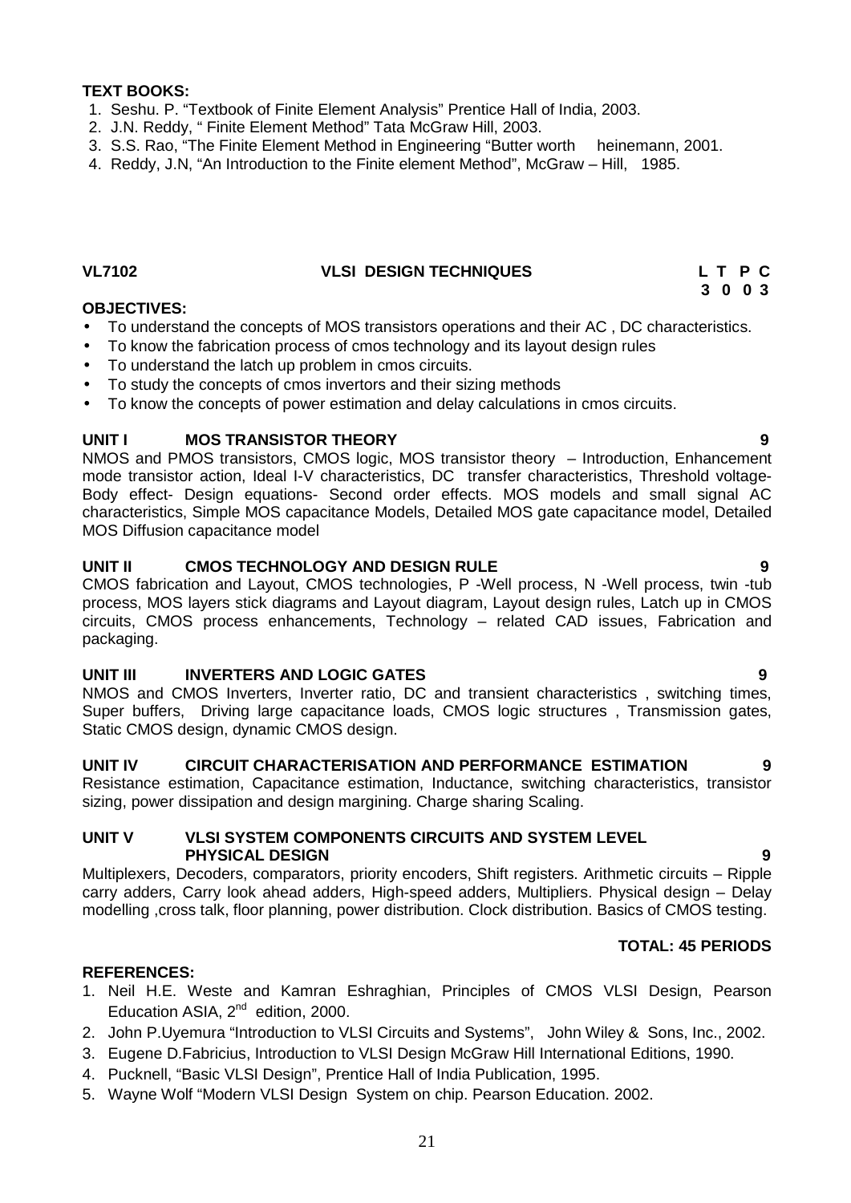**TEXT BOOKS:**

1. Seshu. P. "Textbook of Finite Element Analysis" Prentice Hall of India, 2003.
2. J.N. Reddy, " Finite Element Method" Tata McGraw Hill, 2003.
3. S.S. Rao, "The Finite Element Method in Engineering "Butter worth heinemann, 2001.
4. Reddy, J.N, "An Introduction to the Finite element Method", McGraw – Hill, 1985.

## VL7102 VLSI DESIGN TECHNIQUES

| L | T | P | C |
|---|---|---|---|
| 3 | 0 | 0 | 3 |

**OBJECTIVES:**

- To understand the concepts of MOS transistors operations and their AC , DC characteristics.
- To know the fabrication process of cmos technology and its layout design rules
- To understand the latch up problem in cmos circuits.
- To study the concepts of cmos invertors and their sizing methods
- To know the concepts of power estimation and delay calculations in cmos circuits.

**UNIT I MOS TRANSISTOR THEORY 9**

NMOS and PMOS transistors, CMOS logic, MOS transistor theory – Introduction, Enhancement mode transistor action, Ideal I-V characteristics, DC transfer characteristics, Threshold voltage- Body effect- Design equations- Second order effects. MOS models and small signal AC characteristics, Simple MOS capacitance Models, Detailed MOS gate capacitance model, Detailed MOS Diffusion capacitance model

**UNIT II CMOS TECHNOLOGY AND DESIGN RULE 9**

CMOS fabrication and Layout, CMOS technologies, P -Well process, N -Well process, twin -tub process, MOS layers stick diagrams and Layout diagram, Layout design rules, Latch up in CMOS circuits, CMOS process enhancements, Technology – related CAD issues, Fabrication and packaging.

**UNIT III INVERTERS AND LOGIC GATES 9**

NMOS and CMOS Inverters, Inverter ratio, DC and transient characteristics , switching times, Super buffers, Driving large capacitance loads, CMOS logic structures , Transmission gates, Static CMOS design, dynamic CMOS design.

**UNIT IV CIRCUIT CHARACTERISATION AND PERFORMANCE ESTIMATION 9**

Resistance estimation, Capacitance estimation, Inductance, switching characteristics, transistor sizing, power dissipation and design margining. Charge sharing Scaling.

**UNIT V VLSI SYSTEM COMPONENTS CIRCUITS AND SYSTEM LEVEL PHYSICAL DESIGN 9**

Multiplexers, Decoders, comparators, priority encoders, Shift registers. Arithmetic circuits – Ripple carry adders, Carry look ahead adders, High-speed adders, Multipliers. Physical design – Delay modelling ,cross talk, floor planning, power distribution. Clock distribution. Basics of CMOS testing.

**TOTAL: 45 PERIODS**

**REFERENCES:**

1. Neil H.E. Weste and Kamran Eshraghian, Principles of CMOS VLSI Design, Pearson Education ASIA, 2nd edition, 2000.
2. John P.Uyemura "Introduction to VLSI Circuits and Systems", John Wiley & Sons, Inc., 2002.
3. Eugene D.Fabricius, Introduction to VLSI Design McGraw Hill International Editions, 1990.
4. Pucknell, "Basic VLSI Design", Prentice Hall of India Publication, 1995.
5. Wayne Wolf "Modern VLSI Design System on chip. Pearson Education. 2002.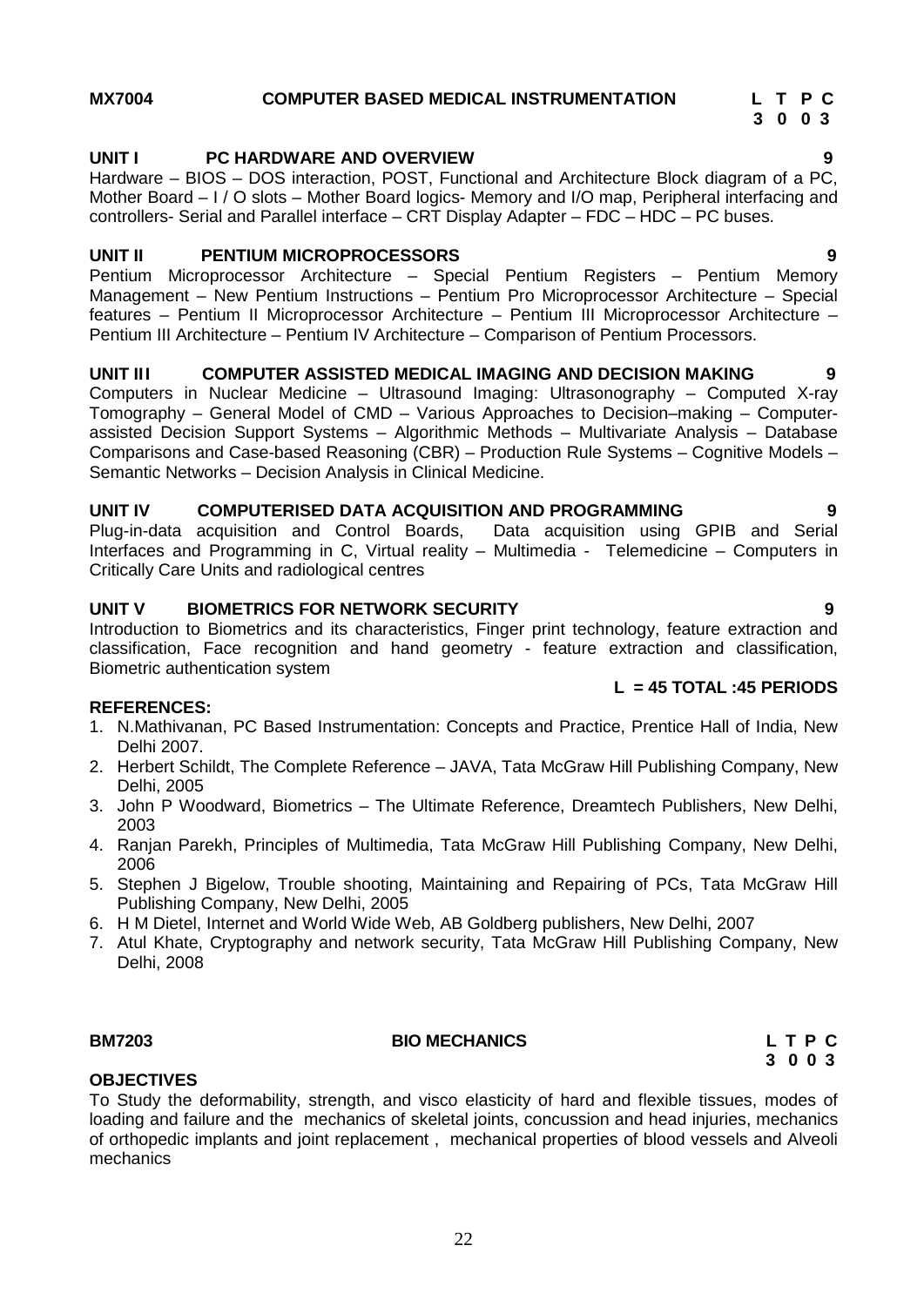## MX7004 COMPUTER BASED MEDICAL INSTRUMENTATION

| L | T | P | C |
|---|---|---|---|
| 3 | 0 | 0 | 3 |

### UNIT I PC HARDWARE AND OVERVIEW 9

Hardware – BIOS – DOS interaction, POST, Functional and Architecture Block diagram of a PC, Mother Board – I / O slots – Mother Board logics- Memory and I/O map, Peripheral interfacing and controllers- Serial and Parallel interface – CRT Display Adapter – FDC – HDC – PC buses.

### UNIT II PENTIUM MICROPROCESSORS 9

Pentium Microprocessor Architecture – Special Pentium Registers – Pentium Memory Management – New Pentium Instructions – Pentium Pro Microprocessor Architecture – Special features – Pentium II Microprocessor Architecture – Pentium III Microprocessor Architecture – Pentium III Architecture – Pentium IV Architecture – Comparison of Pentium Processors.

### UNIT III COMPUTER ASSISTED MEDICAL IMAGING AND DECISION MAKING 9

Computers in Nuclear Medicine – Ultrasound Imaging: Ultrasonography – Computed X-ray Tomography – General Model of CMD – Various Approaches to Decision–making – Computer-assisted Decision Support Systems – Algorithmic Methods – Multivariate Analysis – Database Comparisons and Case-based Reasoning (CBR) – Production Rule Systems – Cognitive Models – Semantic Networks – Decision Analysis in Clinical Medicine.

### UNIT IV COMPUTERISED DATA ACQUISITION AND PROGRAMMING 9

Plug-in-data acquisition and Control Boards, Data acquisition using GPIB and Serial Interfaces and Programming in C, Virtual reality – Multimedia - Telemedicine – Computers in Critically Care Units and radiological centres

### UNIT V BIOMETRICS FOR NETWORK SECURITY 9

Introduction to Biometrics and its characteristics, Finger print technology, feature extraction and classification, Face recognition and hand geometry - feature extraction and classification, Biometric authentication system

**L = 45 TOTAL :45 PERIODS**

### REFERENCES:

1. N.Mathivanan, PC Based Instrumentation: Concepts and Practice, Prentice Hall of India, New Delhi 2007.
2. Herbert Schildt, The Complete Reference – JAVA, Tata McGraw Hill Publishing Company, New Delhi, 2005
3. John P Woodward, Biometrics – The Ultimate Reference, Dreamtech Publishers, New Delhi, 2003
4. Ranjan Parekh, Principles of Multimedia, Tata McGraw Hill Publishing Company, New Delhi, 2006
5. Stephen J Bigelow, Trouble shooting, Maintaining and Repairing of PCs, Tata McGraw Hill Publishing Company, New Delhi, 2005
6. H M Dietel, Internet and World Wide Web, AB Goldberg publishers, New Delhi, 2007
7. Atul Khate, Cryptography and network security, Tata McGraw Hill Publishing Company, New Delhi, 2008

## BM7203 BIO MECHANICS

| L | T | P | C |
|---|---|---|---|
| 3 | 0 | 0 | 3 |

### OBJECTIVES

To Study the deformability, strength, and visco elasticity of hard and flexible tissues, modes of loading and failure and the mechanics of skeletal joints, concussion and head injuries, mechanics of orthopedic implants and joint replacement , mechanical properties of blood vessels and Alveoli mechanics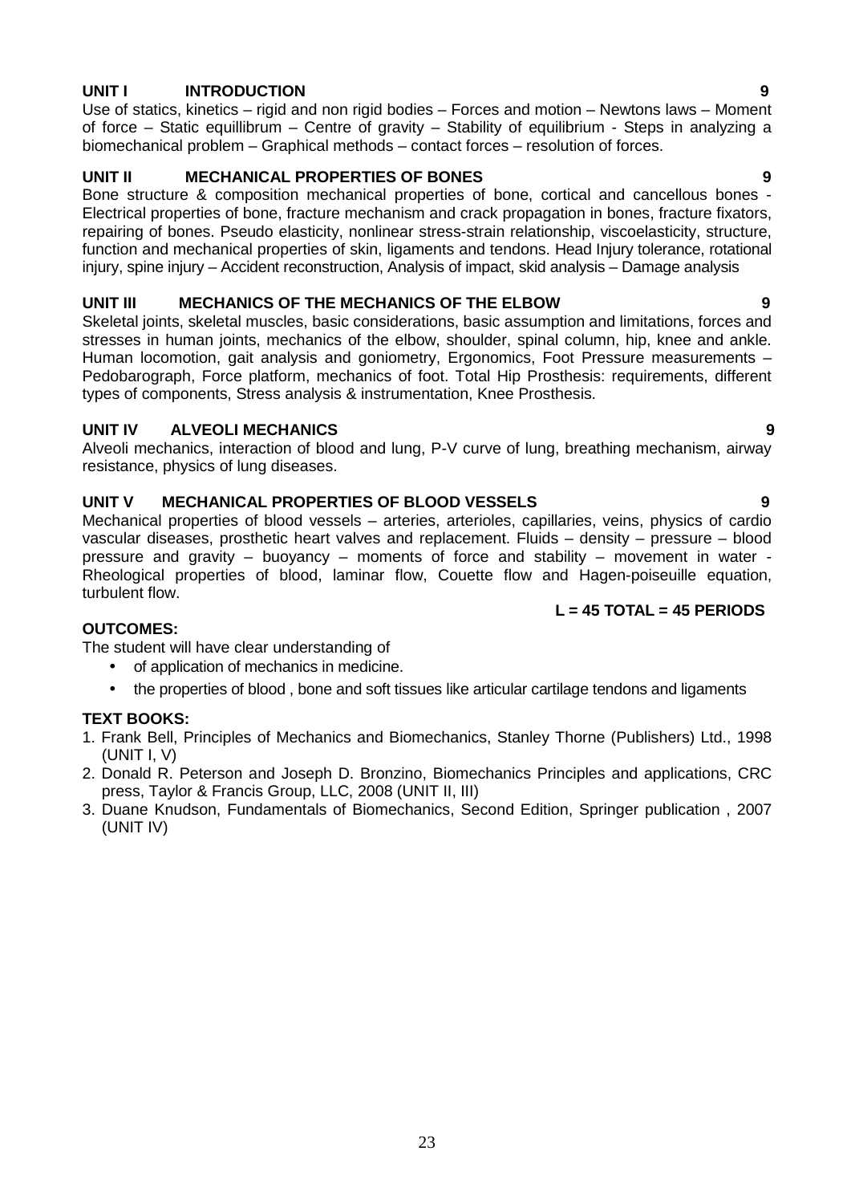**UNIT I INTRODUCTION 9**

Use of statics, kinetics – rigid and non rigid bodies – Forces and motion – Newtons laws – Moment of force – Static equillibrum – Centre of gravity – Stability of equilibrium - Steps in analyzing a biomechanical problem – Graphical methods – contact forces – resolution of forces.

**UNIT II MECHANICAL PROPERTIES OF BONES 9**

Bone structure & composition mechanical properties of bone, cortical and cancellous bones - Electrical properties of bone, fracture mechanism and crack propagation in bones, fracture fixators, repairing of bones. Pseudo elasticity, nonlinear stress-strain relationship, viscoelasticity, structure, function and mechanical properties of skin, ligaments and tendons. Head Injury tolerance, rotational injury, spine injury – Accident reconstruction, Analysis of impact, skid analysis – Damage analysis

**UNIT III MECHANICS OF THE MECHANICS OF THE ELBOW 9**

Skeletal joints, skeletal muscles, basic considerations, basic assumption and limitations, forces and stresses in human joints, mechanics of the elbow, shoulder, spinal column, hip, knee and ankle. Human locomotion, gait analysis and goniometry, Ergonomics, Foot Pressure measurements – Pedobarograph, Force platform, mechanics of foot. Total Hip Prosthesis: requirements, different types of components, Stress analysis & instrumentation, Knee Prosthesis.

**UNIT IV ALVEOLI MECHANICS 9**

Alveoli mechanics, interaction of blood and lung, P-V curve of lung, breathing mechanism, airway resistance, physics of lung diseases.

**UNIT V MECHANICAL PROPERTIES OF BLOOD VESSELS 9**

Mechanical properties of blood vessels – arteries, arterioles, capillaries, veins, physics of cardio vascular diseases, prosthetic heart valves and replacement. Fluids – density – pressure – blood pressure and gravity – buoyancy – moments of force and stability – movement in water - Rheological properties of blood, laminar flow, Couette flow and Hagen-poiseuille equation, turbulent flow.

**L = 45 TOTAL = 45 PERIODS**

**OUTCOMES:**

The student will have clear understanding of

- of application of mechanics in medicine.
- the properties of blood , bone and soft tissues like articular cartilage tendons and ligaments

**TEXT BOOKS:**

1. Frank Bell, Principles of Mechanics and Biomechanics, Stanley Thorne (Publishers) Ltd., 1998 (UNIT I, V)
2. Donald R. Peterson and Joseph D. Bronzino, Biomechanics Principles and applications, CRC press, Taylor & Francis Group, LLC, 2008 (UNIT II, III)
3. Duane Knudson, Fundamentals of Biomechanics, Second Edition, Springer publication , 2007 (UNIT IV)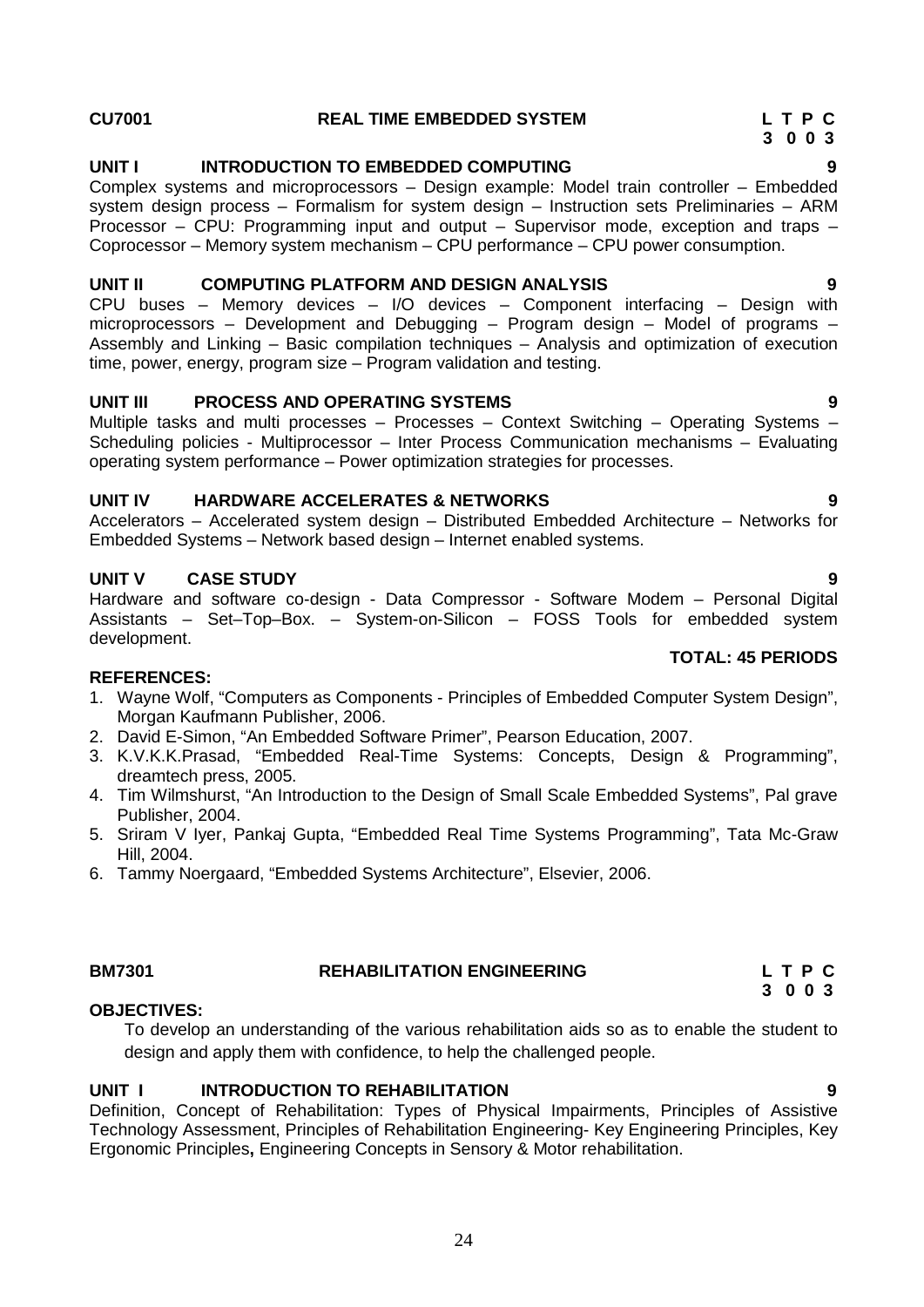**CU7001 REAL TIME EMBEDDED SYSTEM**

| L | T | P | C |
|---|---|---|---|
| 3 | 0 | 0 | 3 |

**UNIT I INTRODUCTION TO EMBEDDED COMPUTING 9**

Complex systems and microprocessors – Design example: Model train controller – Embedded system design process – Formalism for system design – Instruction sets Preliminaries – ARM Processor – CPU: Programming input and output – Supervisor mode, exception and traps – Coprocessor – Memory system mechanism – CPU performance – CPU power consumption.

**UNIT II COMPUTING PLATFORM AND DESIGN ANALYSIS 9**

CPU buses – Memory devices – I/O devices – Component interfacing – Design with microprocessors – Development and Debugging – Program design – Model of programs – Assembly and Linking – Basic compilation techniques – Analysis and optimization of execution time, power, energy, program size – Program validation and testing.

**UNIT III PROCESS AND OPERATING SYSTEMS 9**

Multiple tasks and multi processes – Processes – Context Switching – Operating Systems – Scheduling policies - Multiprocessor – Inter Process Communication mechanisms – Evaluating operating system performance – Power optimization strategies for processes.

**UNIT IV HARDWARE ACCELERATES & NETWORKS 9**

Accelerators – Accelerated system design – Distributed Embedded Architecture – Networks for Embedded Systems – Network based design – Internet enabled systems.

**UNIT V CASE STUDY 9**

Hardware and software co-design - Data Compressor - Software Modem – Personal Digital Assistants – Set–Top–Box. – System-on-Silicon – FOSS Tools for embedded system development.

**TOTAL: 45 PERIODS**

**REFERENCES:**

1. Wayne Wolf, "Computers as Components - Principles of Embedded Computer System Design", Morgan Kaufmann Publisher, 2006.
2. David E-Simon, "An Embedded Software Primer", Pearson Education, 2007.
3. K.V.K.K.Prasad, "Embedded Real-Time Systems: Concepts, Design & Programming", dreamtech press, 2005.
4. Tim Wilmshurst, "An Introduction to the Design of Small Scale Embedded Systems", Pal grave Publisher, 2004.
5. Sriram V Iyer, Pankaj Gupta, "Embedded Real Time Systems Programming", Tata Mc-Graw Hill, 2004.
6. Tammy Noergaard, "Embedded Systems Architecture", Elsevier, 2006.

**BM7301 REHABILITATION ENGINEERING**

| L | T | P | C |
|---|---|---|---|
| 3 | 0 | 0 | 3 |

**OBJECTIVES:**

To develop an understanding of the various rehabilitation aids so as to enable the student to design and apply them with confidence, to help the challenged people.

**UNIT I INTRODUCTION TO REHABILITATION 9**

Definition, Concept of Rehabilitation: Types of Physical Impairments, Principles of Assistive Technology Assessment, Principles of Rehabilitation Engineering- Key Engineering Principles, Key Ergonomic Principles**,** Engineering Concepts in Sensory & Motor rehabilitation.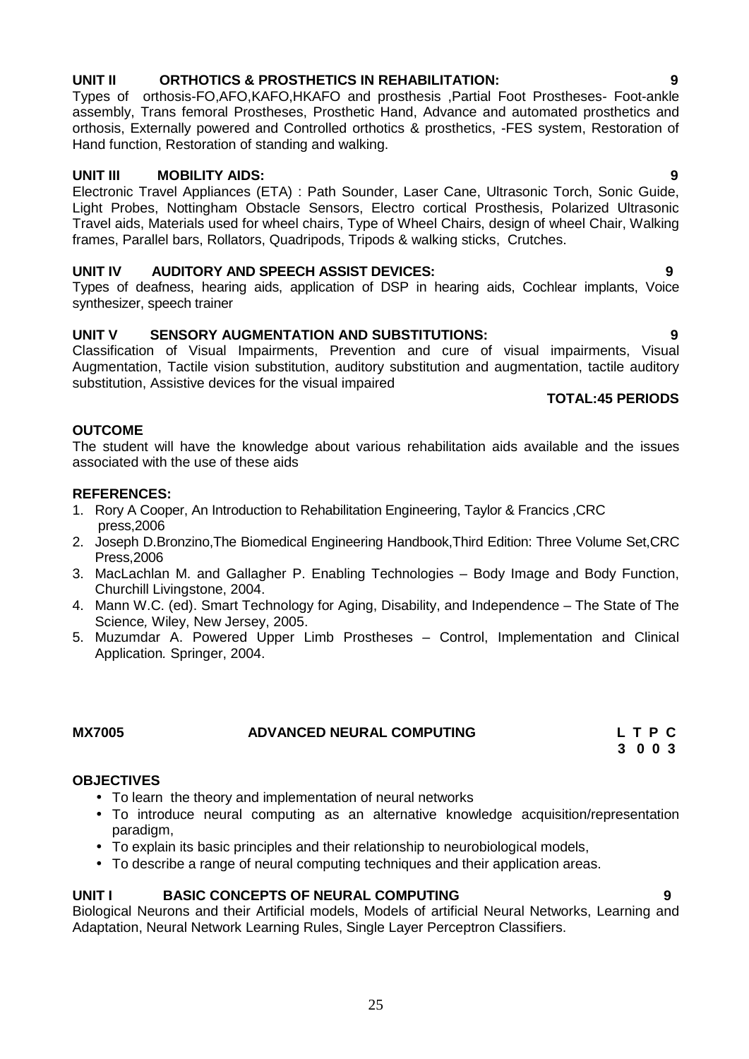**UNIT II ORTHOTICS & PROSTHETICS IN REHABILITATION: 9**

Types of orthosis-FO,AFO,KAFO,HKAFO and prosthesis ,Partial Foot Prostheses- Foot-ankle assembly, Trans femoral Prostheses, Prosthetic Hand, Advance and automated prosthetics and orthosis, Externally powered and Controlled orthotics & prosthetics, -FES system, Restoration of Hand function, Restoration of standing and walking.

**UNIT III MOBILITY AIDS: 9**

Electronic Travel Appliances (ETA) : Path Sounder, Laser Cane, Ultrasonic Torch, Sonic Guide, Light Probes, Nottingham Obstacle Sensors, Electro cortical Prosthesis, Polarized Ultrasonic Travel aids, Materials used for wheel chairs, Type of Wheel Chairs, design of wheel Chair, Walking frames, Parallel bars, Rollators, Quadripods, Tripods & walking sticks, Crutches.

**UNIT IV AUDITORY AND SPEECH ASSIST DEVICES: 9**

Types of deafness, hearing aids, application of DSP in hearing aids, Cochlear implants, Voice synthesizer, speech trainer

**UNIT V SENSORY AUGMENTATION AND SUBSTITUTIONS: 9**

Classification of Visual Impairments, Prevention and cure of visual impairments, Visual Augmentation, Tactile vision substitution, auditory substitution and augmentation, tactile auditory substitution, Assistive devices for the visual impaired

**TOTAL:45 PERIODS**

**OUTCOME**

The student will have the knowledge about various rehabilitation aids available and the issues associated with the use of these aids

**REFERENCES:**

1. Rory A Cooper, An Introduction to Rehabilitation Engineering, Taylor & Francics ,CRC press,2006
2. Joseph D.Bronzino,The Biomedical Engineering Handbook,Third Edition: Three Volume Set,CRC Press,2006
3. MacLachlan M. and Gallagher P. Enabling Technologies – Body Image and Body Function, Churchill Livingstone, 2004.
4. Mann W.C. (ed). Smart Technology for Aging, Disability, and Independence – The State of The Science*,* Wiley, New Jersey, 2005.
5. Muzumdar A. Powered Upper Limb Prostheses – Control, Implementation and Clinical Application*.* Springer, 2004.

## MX7005 ADVANCED NEURAL COMPUTING

| L | T | P | C |
|---|---|---|---|
| 3 | 0 | 0 | 3 |

**OBJECTIVES**

- To learn the theory and implementation of neural networks
- To introduce neural computing as an alternative knowledge acquisition/representation paradigm,
- To explain its basic principles and their relationship to neurobiological models,
- To describe a range of neural computing techniques and their application areas.

**UNIT I BASIC CONCEPTS OF NEURAL COMPUTING 9**

Biological Neurons and their Artificial models, Models of artificial Neural Networks, Learning and Adaptation, Neural Network Learning Rules, Single Layer Perceptron Classifiers.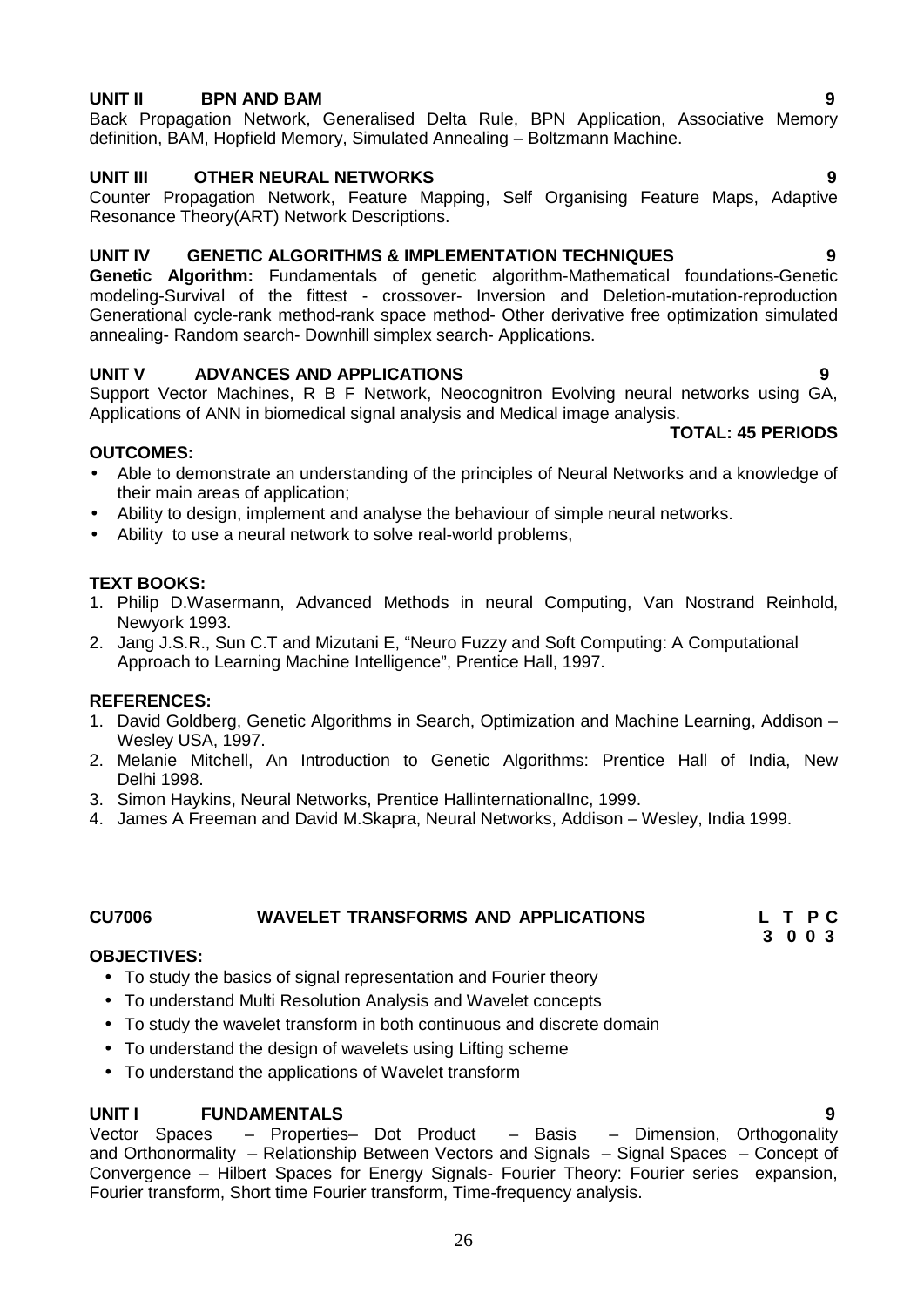**UNIT II BPN AND BAM 9**

Back Propagation Network, Generalised Delta Rule, BPN Application, Associative Memory definition, BAM, Hopfield Memory, Simulated Annealing – Boltzmann Machine.

**UNIT III OTHER NEURAL NETWORKS 9**

Counter Propagation Network, Feature Mapping, Self Organising Feature Maps, Adaptive Resonance Theory(ART) Network Descriptions.

**UNIT IV GENETIC ALGORITHMS & IMPLEMENTATION TECHNIQUES 9**

**Genetic Algorithm:** Fundamentals of genetic algorithm-Mathematical foundations-Genetic modeling-Survival of the fittest - crossover- Inversion and Deletion-mutation-reproduction Generational cycle-rank method-rank space method- Other derivative free optimization simulated annealing- Random search- Downhill simplex search- Applications.

**UNIT V ADVANCES AND APPLICATIONS 9**

Support Vector Machines, R B F Network, Neocognitron Evolving neural networks using GA, Applications of ANN in biomedical signal analysis and Medical image analysis.

**TOTAL: 45 PERIODS**

**OUTCOMES:**

- Able to demonstrate an understanding of the principles of Neural Networks and a knowledge of their main areas of application;
- Ability to design, implement and analyse the behaviour of simple neural networks.
- Ability to use a neural network to solve real-world problems,

**TEXT BOOKS:**

1. Philip D.Wasermann, Advanced Methods in neural Computing, Van Nostrand Reinhold, Newyork 1993.
2. Jang J.S.R., Sun C.T and Mizutani E, "Neuro Fuzzy and Soft Computing: A Computational Approach to Learning Machine Intelligence", Prentice Hall, 1997.

**REFERENCES:**

1. David Goldberg, Genetic Algorithms in Search, Optimization and Machine Learning, Addison – Wesley USA, 1997.
2. Melanie Mitchell, An Introduction to Genetic Algorithms: Prentice Hall of India, New Delhi 1998.
3. Simon Haykins, Neural Networks, Prentice HallinternationalInc, 1999.
4. James A Freeman and David M.Skapra, Neural Networks, Addison – Wesley, India 1999.

## CU7006 WAVELET TRANSFORMS AND APPLICATIONS

| L | T | P | C |
|---|---|---|---|
| 3 | 0 | 0 | 3 |

**OBJECTIVES:**

- To study the basics of signal representation and Fourier theory
- To understand Multi Resolution Analysis and Wavelet concepts
- To study the wavelet transform in both continuous and discrete domain
- To understand the design of wavelets using Lifting scheme
- To understand the applications of Wavelet transform

**UNIT I FUNDAMENTALS 9**

Vector Spaces – Properties– Dot Product – Basis – Dimension, Orthogonality and Orthonormality – Relationship Between Vectors and Signals – Signal Spaces – Concept of Convergence – Hilbert Spaces for Energy Signals- Fourier Theory: Fourier series expansion, Fourier transform, Short time Fourier transform, Time-frequency analysis.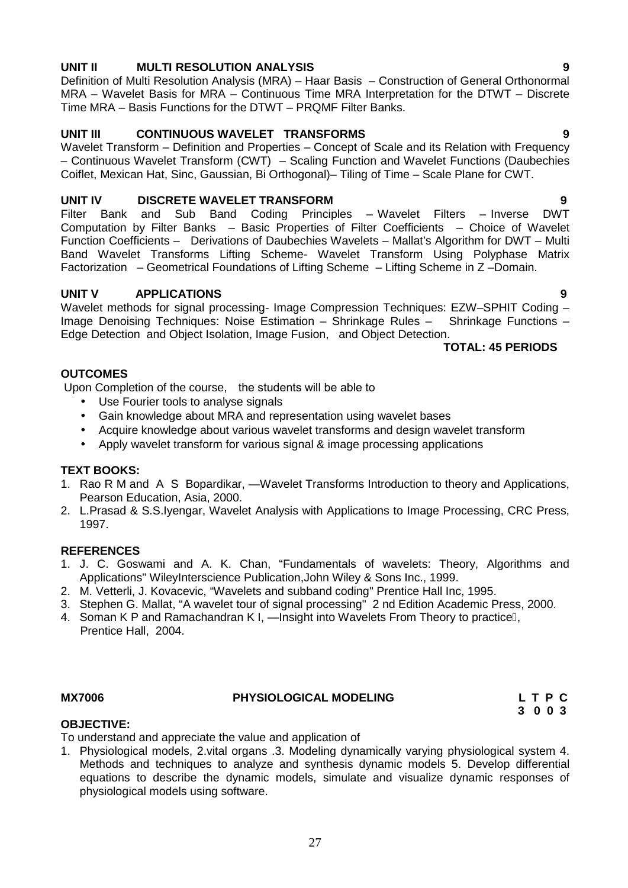**UNIT II MULTI RESOLUTION ANALYSIS 9**

Definition of Multi Resolution Analysis (MRA) – Haar Basis – Construction of General Orthonormal MRA – Wavelet Basis for MRA – Continuous Time MRA Interpretation for the DTWT – Discrete Time MRA – Basis Functions for the DTWT – PRQMF Filter Banks.

**UNIT III CONTINUOUS WAVELET TRANSFORMS 9**

Wavelet Transform – Definition and Properties – Concept of Scale and its Relation with Frequency – Continuous Wavelet Transform (CWT) – Scaling Function and Wavelet Functions (Daubechies Coiflet, Mexican Hat, Sinc, Gaussian, Bi Orthogonal)– Tiling of Time – Scale Plane for CWT.

**UNIT IV DISCRETE WAVELET TRANSFORM 9**

Filter Bank and Sub Band Coding Principles – Wavelet Filters – Inverse DWT Computation by Filter Banks – Basic Properties of Filter Coefficients – Choice of Wavelet Function Coefficients – Derivations of Daubechies Wavelets – Mallat's Algorithm for DWT – Multi Band Wavelet Transforms Lifting Scheme- Wavelet Transform Using Polyphase Matrix Factorization – Geometrical Foundations of Lifting Scheme – Lifting Scheme in Z –Domain.

**UNIT V APPLICATIONS 9**

Wavelet methods for signal processing- Image Compression Techniques: EZW–SPHIT Coding – Image Denoising Techniques: Noise Estimation – Shrinkage Rules – Shrinkage Functions – Edge Detection and Object Isolation, Image Fusion, and Object Detection.

**TOTAL: 45 PERIODS**

**OUTCOMES**

Upon Completion of the course, the students will be able to

- Use Fourier tools to analyse signals
- Gain knowledge about MRA and representation using wavelet bases
- Acquire knowledge about various wavelet transforms and design wavelet transform
- Apply wavelet transform for various signal & image processing applications

**TEXT BOOKS:**

1. Rao R M and A S Bopardikar, ―Wavelet Transforms Introduction to theory and Applications, Pearson Education, Asia, 2000.
2. L.Prasad & S.S.Iyengar, Wavelet Analysis with Applications to Image Processing, CRC Press, 1997.

**REFERENCES**

1. J. C. Goswami and A. K. Chan, "Fundamentals of wavelets: Theory, Algorithms and Applications" WileyInterscience Publication,John Wiley & Sons Inc., 1999.
2. M. Vetterli, J. Kovacevic, "Wavelets and subband coding" Prentice Hall Inc, 1995.
3. Stephen G. Mallat, "A wavelet tour of signal processing" 2 nd Edition Academic Press, 2000.
4. Soman K P and Ramachandran K I, ―Insight into Wavelets From Theory to practice‖, Prentice Hall, 2004.

**MX7006 PHYSIOLOGICAL MODELING L T P C**
**3 0 0 3**

**OBJECTIVE:**

To understand and appreciate the value and application of

1. Physiological models, 2.vital organs .3. Modeling dynamically varying physiological system 4. Methods and techniques to analyze and synthesis dynamic models 5. Develop differential equations to describe the dynamic models, simulate and visualize dynamic responses of physiological models using software.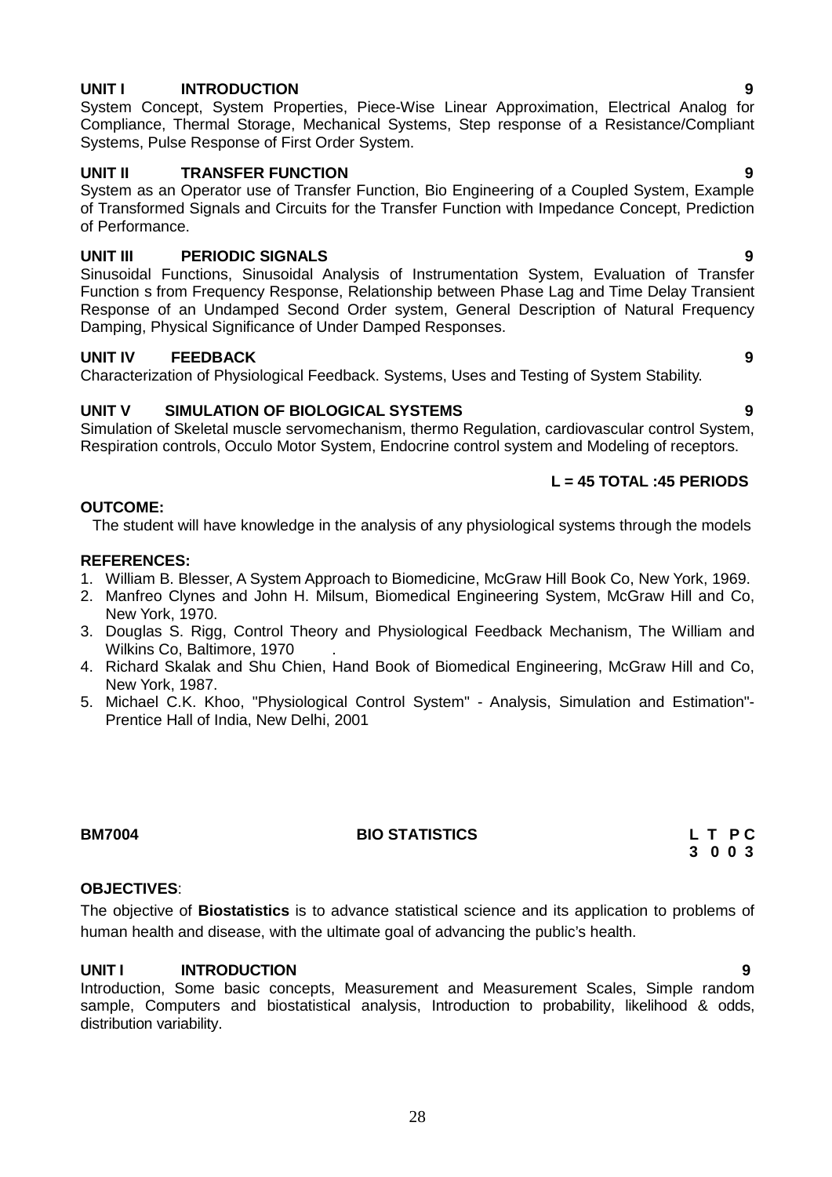**UNIT I INTRODUCTION 9**

System Concept, System Properties, Piece-Wise Linear Approximation, Electrical Analog for Compliance, Thermal Storage, Mechanical Systems, Step response of a Resistance/Compliant Systems, Pulse Response of First Order System.

**UNIT II TRANSFER FUNCTION 9**

System as an Operator use of Transfer Function, Bio Engineering of a Coupled System, Example of Transformed Signals and Circuits for the Transfer Function with Impedance Concept, Prediction of Performance.

**UNIT III PERIODIC SIGNALS 9**

Sinusoidal Functions, Sinusoidal Analysis of Instrumentation System, Evaluation of Transfer Function s from Frequency Response, Relationship between Phase Lag and Time Delay Transient Response of an Undamped Second Order system, General Description of Natural Frequency Damping, Physical Significance of Under Damped Responses.

**UNIT IV FEEDBACK 9**

Characterization of Physiological Feedback. Systems, Uses and Testing of System Stability.

**UNIT V SIMULATION OF BIOLOGICAL SYSTEMS 9**

Simulation of Skeletal muscle servomechanism, thermo Regulation, cardiovascular control System, Respiration controls, Occulo Motor System, Endocrine control system and Modeling of receptors.

**L = 45 TOTAL :45 PERIODS**

**OUTCOME:**

The student will have knowledge in the analysis of any physiological systems through the models

**REFERENCES:**

1. William B. Blesser, A System Approach to Biomedicine, McGraw Hill Book Co, New York, 1969.
2. Manfreo Clynes and John H. Milsum, Biomedical Engineering System, McGraw Hill and Co, New York, 1970.
3. Douglas S. Rigg, Control Theory and Physiological Feedback Mechanism, The William and Wilkins Co, Baltimore, 1970 .
4. Richard Skalak and Shu Chien, Hand Book of Biomedical Engineering, McGraw Hill and Co, New York, 1987.
5. Michael C.K. Khoo, "Physiological Control System" - Analysis, Simulation and Estimation"- Prentice Hall of India, New Delhi, 2001

**BM7004 BIO STATISTICS L T P C**
**3 0 0 3**

**OBJECTIVES**:

The objective of **Biostatistics** is to advance statistical science and its application to problems of human health and disease, with the ultimate goal of advancing the public's health.

**UNIT I INTRODUCTION 9**

Introduction, Some basic concepts, Measurement and Measurement Scales, Simple random sample, Computers and biostatistical analysis, Introduction to probability, likelihood & odds, distribution variability.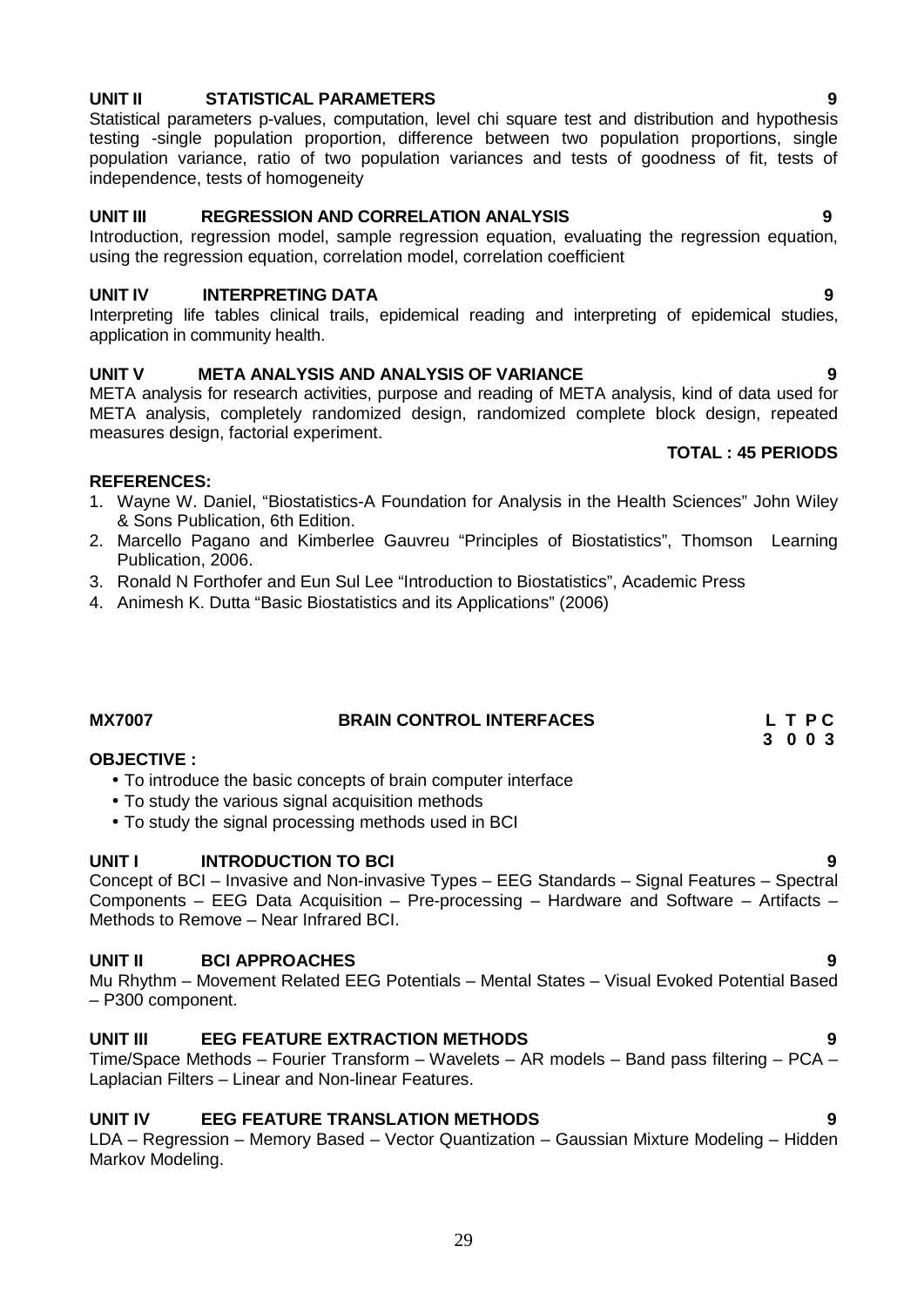**UNIT II STATISTICAL PARAMETERS 9**

Statistical parameters p-values, computation, level chi square test and distribution and hypothesis testing -single population proportion, difference between two population proportions, single population variance, ratio of two population variances and tests of goodness of fit, tests of independence, tests of homogeneity

**UNIT III REGRESSION AND CORRELATION ANALYSIS 9**

Introduction, regression model, sample regression equation, evaluating the regression equation, using the regression equation, correlation model, correlation coefficient

**UNIT IV INTERPRETING DATA 9**

Interpreting life tables clinical trails, epidemical reading and interpreting of epidemical studies, application in community health.

**UNIT V META ANALYSIS AND ANALYSIS OF VARIANCE 9**

META analysis for research activities, purpose and reading of META analysis, kind of data used for META analysis, completely randomized design, randomized complete block design, repeated measures design, factorial experiment.

**TOTAL : 45 PERIODS**

**REFERENCES:**

1. Wayne W. Daniel, "Biostatistics-A Foundation for Analysis in the Health Sciences" John Wiley & Sons Publication, 6th Edition.
2. Marcello Pagano and Kimberlee Gauvreu "Principles of Biostatistics", Thomson Learning Publication, 2006.
3. Ronald N Forthofer and Eun Sul Lee "Introduction to Biostatistics", Academic Press
4. Animesh K. Dutta "Basic Biostatistics and its Applications" (2006)

## MX7007 BRAIN CONTROL INTERFACES

| L | T | P | C |
|---|---|---|---|
| 3 | 0 | 0 | 3 |

**OBJECTIVE :**

- To introduce the basic concepts of brain computer interface
- To study the various signal acquisition methods
- To study the signal processing methods used in BCI

**UNIT I INTRODUCTION TO BCI 9**

Concept of BCI – Invasive and Non-invasive Types – EEG Standards – Signal Features – Spectral Components – EEG Data Acquisition – Pre-processing – Hardware and Software – Artifacts – Methods to Remove – Near Infrared BCI.

**UNIT II BCI APPROACHES 9**

Mu Rhythm – Movement Related EEG Potentials – Mental States – Visual Evoked Potential Based – P300 component.

**UNIT III EEG FEATURE EXTRACTION METHODS 9**

Time/Space Methods – Fourier Transform – Wavelets – AR models – Band pass filtering – PCA – Laplacian Filters – Linear and Non-linear Features.

**UNIT IV EEG FEATURE TRANSLATION METHODS 9**

LDA – Regression – Memory Based – Vector Quantization – Gaussian Mixture Modeling – Hidden Markov Modeling.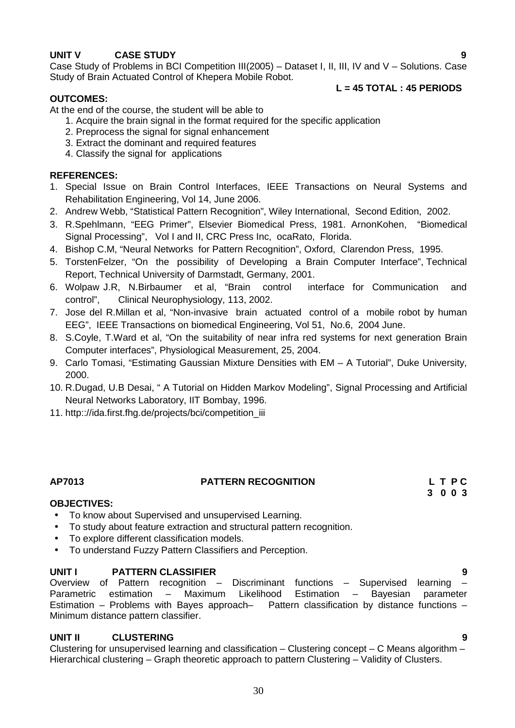**UNIT V CASE STUDY 9**

Case Study of Problems in BCI Competition III(2005) – Dataset I, II, III, IV and V – Solutions. Case Study of Brain Actuated Control of Khepera Mobile Robot.

**L = 45 TOTAL : 45 PERIODS**

**OUTCOMES:**

At the end of the course, the student will be able to

1. Acquire the brain signal in the format required for the specific application
2. Preprocess the signal for signal enhancement
3. Extract the dominant and required features
4. Classify the signal for applications

**REFERENCES:**

1. Special Issue on Brain Control Interfaces, IEEE Transactions on Neural Systems and Rehabilitation Engineering, Vol 14, June 2006.
2. Andrew Webb, "Statistical Pattern Recognition", Wiley International, Second Edition, 2002.
3. R.Spehlmann, "EEG Primer", Elsevier Biomedical Press, 1981. ArnonKohen, "Biomedical Signal Processing", Vol I and II, CRC Press Inc, ocaRato, Florida.
4. Bishop C.M, "Neural Networks for Pattern Recognition", Oxford, Clarendon Press, 1995.
5. TorstenFelzer, "On the possibility of Developing a Brain Computer Interface", Technical Report, Technical University of Darmstadt, Germany, 2001.
6. Wolpaw J.R, N.Birbaumer et al, "Brain control interface for Communication and control", Clinical Neurophysiology, 113, 2002.
7. Jose del R.Millan et al, "Non-invasive brain actuated control of a mobile robot by human EEG", IEEE Transactions on biomedical Engineering, Vol 51, No.6, 2004 June.
8. S.Coyle, T.Ward et al, "On the suitability of near infra red systems for next generation Brain Computer interfaces", Physiological Measurement, 25, 2004.
9. Carlo Tomasi, "Estimating Gaussian Mixture Densities with EM – A Tutorial", Duke University, 2000.
10. R.Dugad, U.B Desai, " A Tutorial on Hidden Markov Modeling", Signal Processing and Artificial Neural Networks Laboratory, IIT Bombay, 1996.
11. http:://ida.first.fhg.de/projects/bci/competition_iii

**AP7013 PATTERN RECOGNITION**

| L | T | P | C |
|---|---|---|---|
| 3 | 0 | 0 | 3 |

**OBJECTIVES:**

- To know about Supervised and unsupervised Learning.
- To study about feature extraction and structural pattern recognition.
- To explore different classification models.
- To understand Fuzzy Pattern Classifiers and Perception.

**UNIT I PATTERN CLASSIFIER 9**

Overview of Pattern recognition – Discriminant functions – Supervised learning – Parametric estimation – Maximum Likelihood Estimation – Bayesian parameter Estimation – Problems with Bayes approach– Pattern classification by distance functions – Minimum distance pattern classifier.

**UNIT II CLUSTERING 9**

Clustering for unsupervised learning and classification – Clustering concept – C Means algorithm – Hierarchical clustering – Graph theoretic approach to pattern Clustering – Validity of Clusters.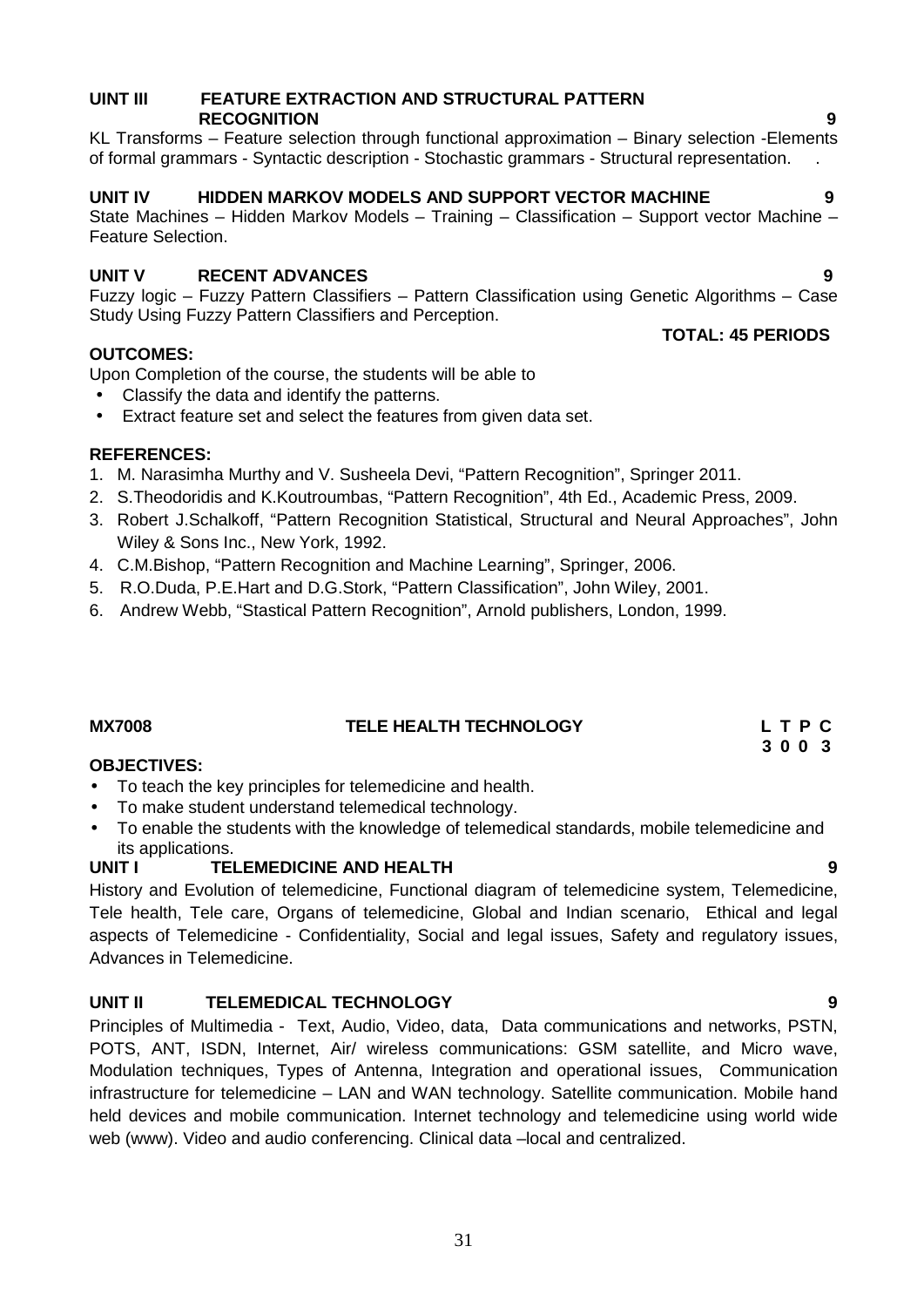**UINT III FEATURE EXTRACTION AND STRUCTURAL PATTERN RECOGNITION** **9**

KL Transforms – Feature selection through functional approximation – Binary selection -Elements of formal grammars - Syntactic description - Stochastic grammars - Structural representation. .

**UNIT IV HIDDEN MARKOV MODELS AND SUPPORT VECTOR MACHINE** **9**

State Machines – Hidden Markov Models – Training – Classification – Support vector Machine – Feature Selection.

**UNIT V RECENT ADVANCES** **9**

Fuzzy logic – Fuzzy Pattern Classifiers – Pattern Classification using Genetic Algorithms – Case Study Using Fuzzy Pattern Classifiers and Perception.

**TOTAL: 45 PERIODS**

**OUTCOMES:**

Upon Completion of the course, the students will be able to

- Classify the data and identify the patterns.
- Extract feature set and select the features from given data set.

**REFERENCES:**

1. M. Narasimha Murthy and V. Susheela Devi, "Pattern Recognition", Springer 2011.
2. S.Theodoridis and K.Koutroumbas, "Pattern Recognition", 4th Ed., Academic Press, 2009.
3. Robert J.Schalkoff, "Pattern Recognition Statistical, Structural and Neural Approaches", John Wiley & Sons Inc., New York, 1992.
4. C.M.Bishop, "Pattern Recognition and Machine Learning", Springer, 2006.
5. R.O.Duda, P.E.Hart and D.G.Stork, "Pattern Classification", John Wiley, 2001.
6. Andrew Webb, "Stastical Pattern Recognition", Arnold publishers, London, 1999.

**MX7008 TELE HEALTH TECHNOLOGY** **L T P C**
**3 0 0 3**

**OBJECTIVES:**

- To teach the key principles for telemedicine and health.
- To make student understand telemedical technology.
- To enable the students with the knowledge of telemedical standards, mobile telemedicine and its applications.

**UNIT I TELEMEDICINE AND HEALTH** **9**

History and Evolution of telemedicine, Functional diagram of telemedicine system, Telemedicine, Tele health, Tele care, Organs of telemedicine, Global and Indian scenario, Ethical and legal aspects of Telemedicine - Confidentiality, Social and legal issues, Safety and regulatory issues, Advances in Telemedicine.

**UNIT II TELEMEDICAL TECHNOLOGY** **9**

Principles of Multimedia - Text, Audio, Video, data, Data communications and networks, PSTN, POTS, ANT, ISDN, Internet, Air/ wireless communications: GSM satellite, and Micro wave, Modulation techniques, Types of Antenna, Integration and operational issues, Communication infrastructure for telemedicine – LAN and WAN technology. Satellite communication. Mobile hand held devices and mobile communication. Internet technology and telemedicine using world wide web (www). Video and audio conferencing. Clinical data –local and centralized.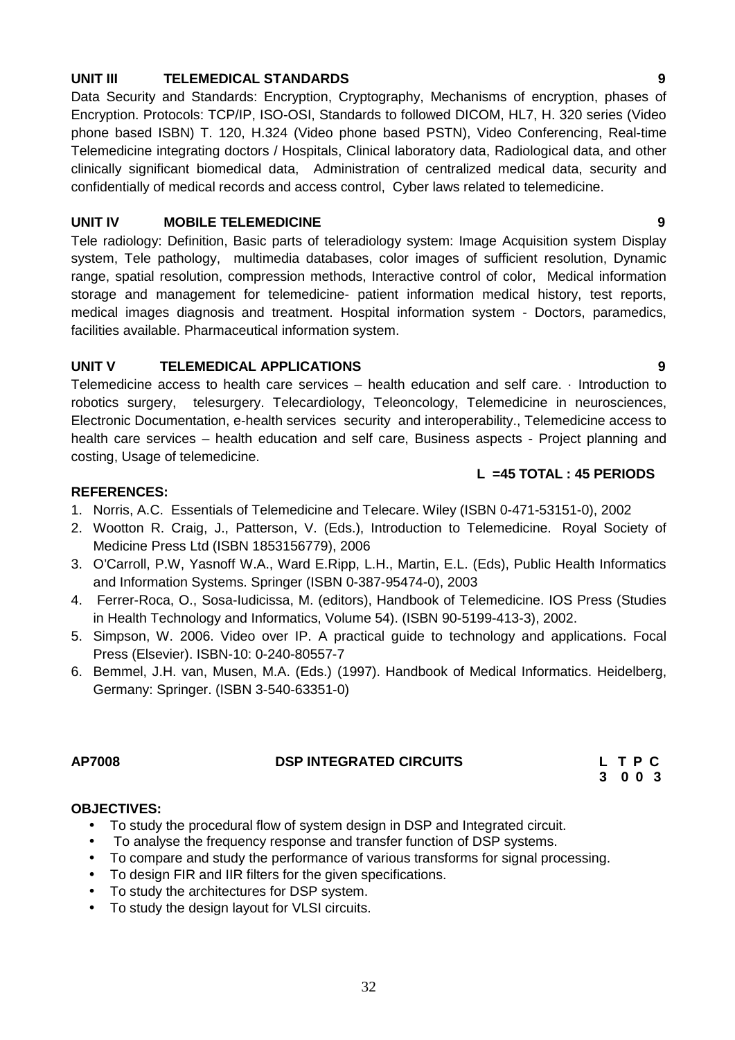**UNIT III TELEMEDICAL STANDARDS 9**

Data Security and Standards: Encryption, Cryptography, Mechanisms of encryption, phases of Encryption. Protocols: TCP/IP, ISO-OSI, Standards to followed DICOM, HL7, H. 320 series (Video phone based ISBN) T. 120, H.324 (Video phone based PSTN), Video Conferencing, Real-time Telemedicine integrating doctors / Hospitals, Clinical laboratory data, Radiological data, and other clinically significant biomedical data, Administration of centralized medical data, security and confidentially of medical records and access control, Cyber laws related to telemedicine.

**UNIT IV MOBILE TELEMEDICINE 9**

Tele radiology: Definition, Basic parts of teleradiology system: Image Acquisition system Display system, Tele pathology, multimedia databases, color images of sufficient resolution, Dynamic range, spatial resolution, compression methods, Interactive control of color, Medical information storage and management for telemedicine- patient information medical history, test reports, medical images diagnosis and treatment. Hospital information system - Doctors, paramedics, facilities available. Pharmaceutical information system.

**UNIT V TELEMEDICAL APPLICATIONS 9**

Telemedicine access to health care services – health education and self care. · Introduction to robotics surgery, telesurgery. Telecardiology, Teleoncology, Telemedicine in neurosciences, Electronic Documentation, e-health services security and interoperability., Telemedicine access to health care services – health education and self care, Business aspects - Project planning and costing, Usage of telemedicine.

**L =45 TOTAL : 45 PERIODS**

**REFERENCES:**

1. Norris, A.C. Essentials of Telemedicine and Telecare. Wiley (ISBN 0-471-53151-0), 2002
2. Wootton R. Craig, J., Patterson, V. (Eds.), Introduction to Telemedicine. Royal Society of Medicine Press Ltd (ISBN 1853156779), 2006
3. O'Carroll, P.W, Yasnoff W.A., Ward E.Ripp, L.H., Martin, E.L. (Eds), Public Health Informatics and Information Systems. Springer (ISBN 0-387-95474-0), 2003
4. Ferrer-Roca, O., Sosa-Iudicissa, M. (editors), Handbook of Telemedicine. IOS Press (Studies in Health Technology and Informatics, Volume 54). (ISBN 90-5199-413-3), 2002.
5. Simpson, W. 2006. Video over IP. A practical guide to technology and applications. Focal Press (Elsevier). ISBN-10: 0-240-80557-7
6. Bemmel, J.H. van, Musen, M.A. (Eds.) (1997). Handbook of Medical Informatics. Heidelberg, Germany: Springer. (ISBN 3-540-63351-0)

| AP7008 | DSP INTEGRATED CIRCUITS | L T P C |
|---|---|---|
| | | 3 0 0 3 |

**OBJECTIVES:**

- To study the procedural flow of system design in DSP and Integrated circuit.
- To analyse the frequency response and transfer function of DSP systems.
- To compare and study the performance of various transforms for signal processing.
- To design FIR and IIR filters for the given specifications.
- To study the architectures for DSP system.
- To study the design layout for VLSI circuits.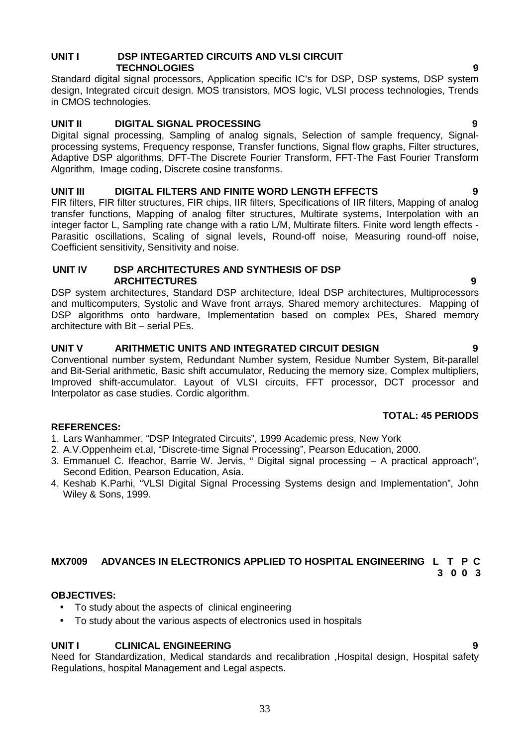**UNIT I DSP INTEGARTED CIRCUITS AND VLSI CIRCUIT TECHNOLOGIES 9**

Standard digital signal processors, Application specific IC's for DSP, DSP systems, DSP system design, Integrated circuit design. MOS transistors, MOS logic, VLSI process technologies, Trends in CMOS technologies.

**UNIT II DIGITAL SIGNAL PROCESSING 9**

Digital signal processing, Sampling of analog signals, Selection of sample frequency, Signal-processing systems, Frequency response, Transfer functions, Signal flow graphs, Filter structures, Adaptive DSP algorithms, DFT-The Discrete Fourier Transform, FFT-The Fast Fourier Transform Algorithm, Image coding, Discrete cosine transforms.

**UNIT III DIGITAL FILTERS AND FINITE WORD LENGTH EFFECTS 9**

FIR filters, FIR filter structures, FIR chips, IIR filters, Specifications of IIR filters, Mapping of analog transfer functions, Mapping of analog filter structures, Multirate systems, Interpolation with an integer factor L, Sampling rate change with a ratio L/M, Multirate filters. Finite word length effects - Parasitic oscillations, Scaling of signal levels, Round-off noise, Measuring round-off noise, Coefficient sensitivity, Sensitivity and noise.

**UNIT IV DSP ARCHITECTURES AND SYNTHESIS OF DSP ARCHITECTURES 9**

DSP system architectures, Standard DSP architecture, Ideal DSP architectures, Multiprocessors and multicomputers, Systolic and Wave front arrays, Shared memory architectures. Mapping of DSP algorithms onto hardware, Implementation based on complex PEs, Shared memory architecture with Bit – serial PEs.

**UNIT V ARITHMETIC UNITS AND INTEGRATED CIRCUIT DESIGN 9**

Conventional number system, Redundant Number system, Residue Number System, Bit-parallel and Bit-Serial arithmetic, Basic shift accumulator, Reducing the memory size, Complex multipliers, Improved shift-accumulator. Layout of VLSI circuits, FFT processor, DCT processor and Interpolator as case studies. Cordic algorithm.

**TOTAL: 45 PERIODS**

**REFERENCES:**

1. Lars Wanhammer, "DSP Integrated Circuits", 1999 Academic press, New York
2. A.V.Oppenheim et.al, "Discrete-time Signal Processing", Pearson Education, 2000.
3. Emmanuel C. Ifeachor, Barrie W. Jervis, " Digital signal processing – A practical approach", Second Edition, Pearson Education, Asia.
4. Keshab K.Parhi, "VLSI Digital Signal Processing Systems design and Implementation", John Wiley & Sons, 1999.

## MX7009 ADVANCES IN ELECTRONICS APPLIED TO HOSPITAL ENGINEERING

| L | T | P | C |
|---|---|---|---|
| 3 | 0 | 0 | 3 |

**OBJECTIVES:**

- To study about the aspects of clinical engineering
- To study about the various aspects of electronics used in hospitals

**UNIT I CLINICAL ENGINEERING 9**

Need for Standardization, Medical standards and recalibration ,Hospital design, Hospital safety Regulations, hospital Management and Legal aspects.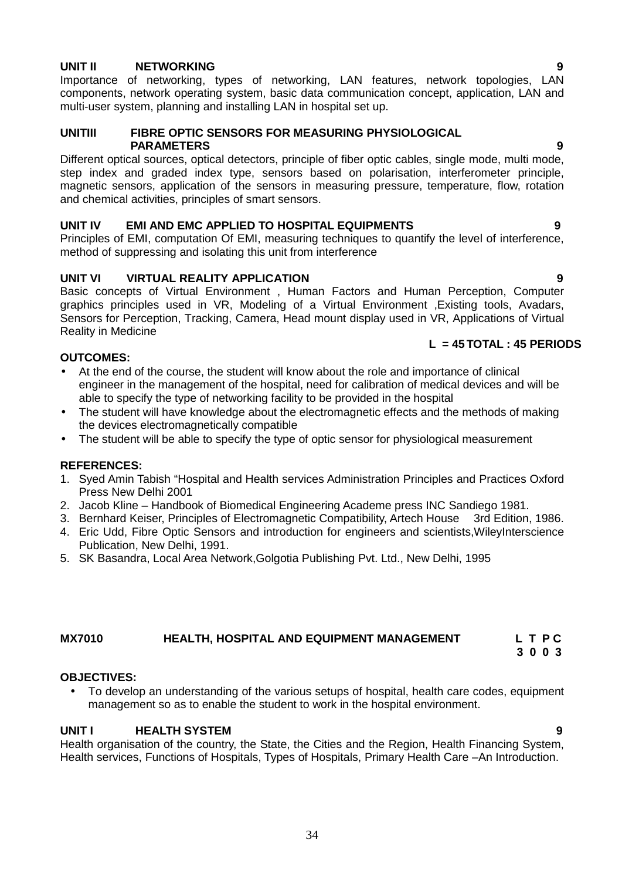**UNIT II NETWORKING 9**

Importance of networking, types of networking, LAN features, network topologies, LAN components, network operating system, basic data communication concept, application, LAN and multi-user system, planning and installing LAN in hospital set up.

**UNITIII FIBRE OPTIC SENSORS FOR MEASURING PHYSIOLOGICAL PARAMETERS 9**

Different optical sources, optical detectors, principle of fiber optic cables, single mode, multi mode, step index and graded index type, sensors based on polarisation, interferometer principle, magnetic sensors, application of the sensors in measuring pressure, temperature, flow, rotation and chemical activities, principles of smart sensors.

**UNIT IV EMI AND EMC APPLIED TO HOSPITAL EQUIPMENTS 9**

Principles of EMI, computation Of EMI, measuring techniques to quantify the level of interference, method of suppressing and isolating this unit from interference

**UNIT VI VIRTUAL REALITY APPLICATION 9**

Basic concepts of Virtual Environment , Human Factors and Human Perception, Computer graphics principles used in VR, Modeling of a Virtual Environment ,Existing tools, Avadars, Sensors for Perception, Tracking, Camera, Head mount display used in VR, Applications of Virtual Reality in Medicine

**L = 45 TOTAL : 45 PERIODS**

**OUTCOMES:**

- At the end of the course, the student will know about the role and importance of clinical engineer in the management of the hospital, need for calibration of medical devices and will be able to specify the type of networking facility to be provided in the hospital
- The student will have knowledge about the electromagnetic effects and the methods of making the devices electromagnetically compatible
- The student will be able to specify the type of optic sensor for physiological measurement

**REFERENCES:**

1. Syed Amin Tabish "Hospital and Health services Administration Principles and Practices Oxford Press New Delhi 2001
2. Jacob Kline – Handbook of Biomedical Engineering Academe press INC Sandiego 1981.
3. Bernhard Keiser, Principles of Electromagnetic Compatibility, Artech House 3rd Edition, 1986.
4. Eric Udd, Fibre Optic Sensors and introduction for engineers and scientists,WileyInterscience Publication, New Delhi, 1991.
5. SK Basandra, Local Area Network,Golgotia Publishing Pvt. Ltd., New Delhi, 1995

## MX7010 HEALTH, HOSPITAL AND EQUIPMENT MANAGEMENT

**L T P C**
**3 0 0 3**

**OBJECTIVES:**

- To develop an understanding of the various setups of hospital, health care codes, equipment management so as to enable the student to work in the hospital environment.

**UNIT I HEALTH SYSTEM 9**

Health organisation of the country, the State, the Cities and the Region, Health Financing System, Health services, Functions of Hospitals, Types of Hospitals, Primary Health Care –An Introduction.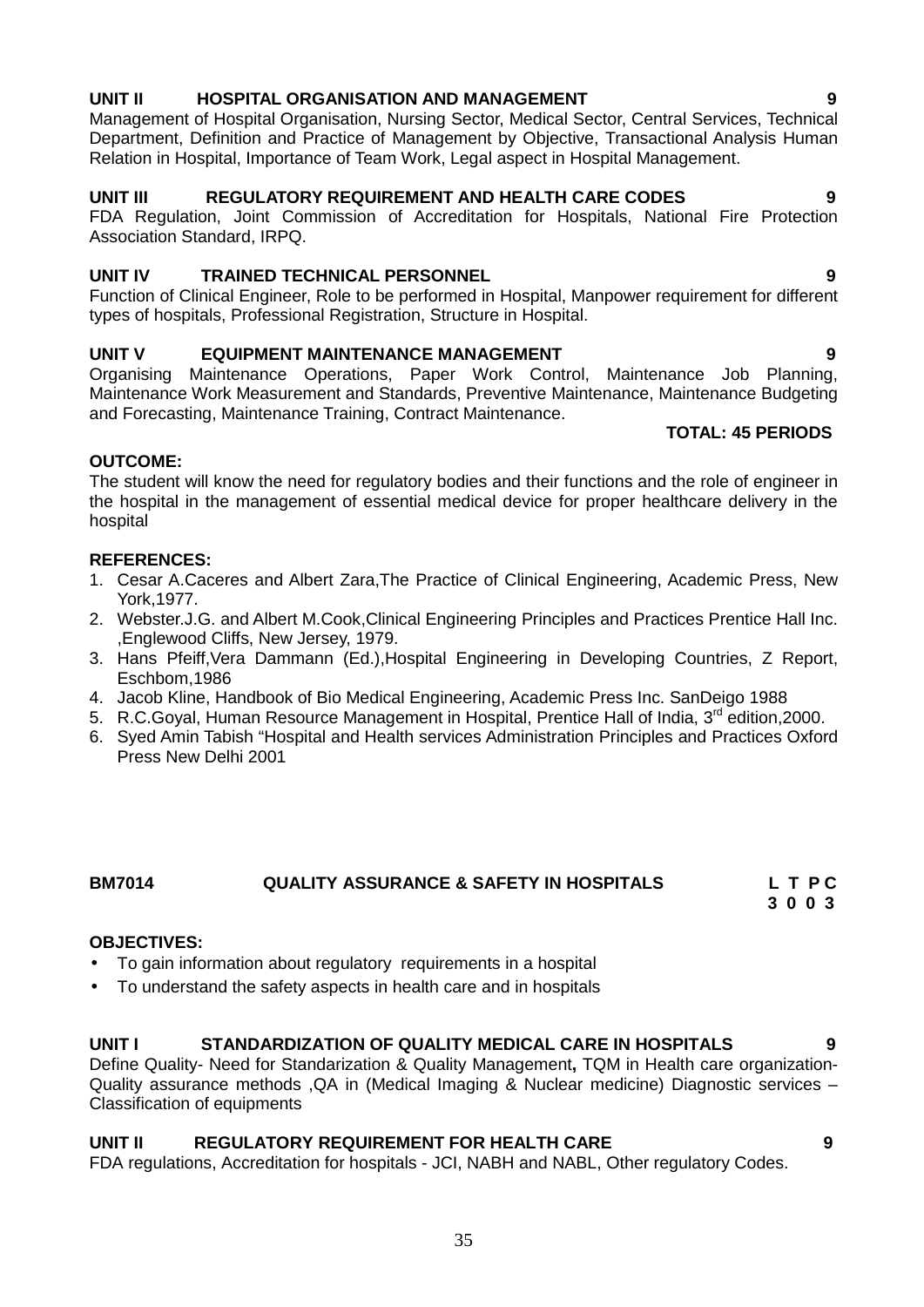**UNIT II HOSPITAL ORGANISATION AND MANAGEMENT 9**

Management of Hospital Organisation, Nursing Sector, Medical Sector, Central Services, Technical Department, Definition and Practice of Management by Objective, Transactional Analysis Human Relation in Hospital, Importance of Team Work, Legal aspect in Hospital Management.

**UNIT III REGULATORY REQUIREMENT AND HEALTH CARE CODES 9**

FDA Regulation, Joint Commission of Accreditation for Hospitals, National Fire Protection Association Standard, IRPQ.

**UNIT IV TRAINED TECHNICAL PERSONNEL 9**

Function of Clinical Engineer, Role to be performed in Hospital, Manpower requirement for different types of hospitals, Professional Registration, Structure in Hospital.

**UNIT V EQUIPMENT MAINTENANCE MANAGEMENT 9**

Organising Maintenance Operations, Paper Work Control, Maintenance Job Planning, Maintenance Work Measurement and Standards, Preventive Maintenance, Maintenance Budgeting and Forecasting, Maintenance Training, Contract Maintenance.

**TOTAL: 45 PERIODS**

**OUTCOME:**

The student will know the need for regulatory bodies and their functions and the role of engineer in the hospital in the management of essential medical device for proper healthcare delivery in the hospital

**REFERENCES:**

1. Cesar A.Caceres and Albert Zara,The Practice of Clinical Engineering, Academic Press, New York,1977.
2. Webster.J.G. and Albert M.Cook,Clinical Engineering Principles and Practices Prentice Hall Inc. ,Englewood Cliffs, New Jersey, 1979.
3. Hans Pfeiff,Vera Dammann (Ed.),Hospital Engineering in Developing Countries, Z Report, Eschbom,1986
4. Jacob Kline, Handbook of Bio Medical Engineering, Academic Press Inc. SanDeigo 1988
5. R.C.Goyal, Human Resource Management in Hospital, Prentice Hall of India, 3rd edition,2000.
6. Syed Amin Tabish "Hospital and Health services Administration Principles and Practices Oxford Press New Delhi 2001

**BM7014 QUALITY ASSURANCE & SAFETY IN HOSPITALS L T P C**
**3 0 0 3**

**OBJECTIVES:**

- To gain information about regulatory requirements in a hospital
- To understand the safety aspects in health care and in hospitals

**UNIT I STANDARDIZATION OF QUALITY MEDICAL CARE IN HOSPITALS 9**

Define Quality- Need for Standarization & Quality Management**,** TQM in Health care organization-Quality assurance methods ,QA in (Medical Imaging & Nuclear medicine) Diagnostic services – Classification of equipments

**UNIT II REGULATORY REQUIREMENT FOR HEALTH CARE 9**

FDA regulations, Accreditation for hospitals - JCI, NABH and NABL, Other regulatory Codes.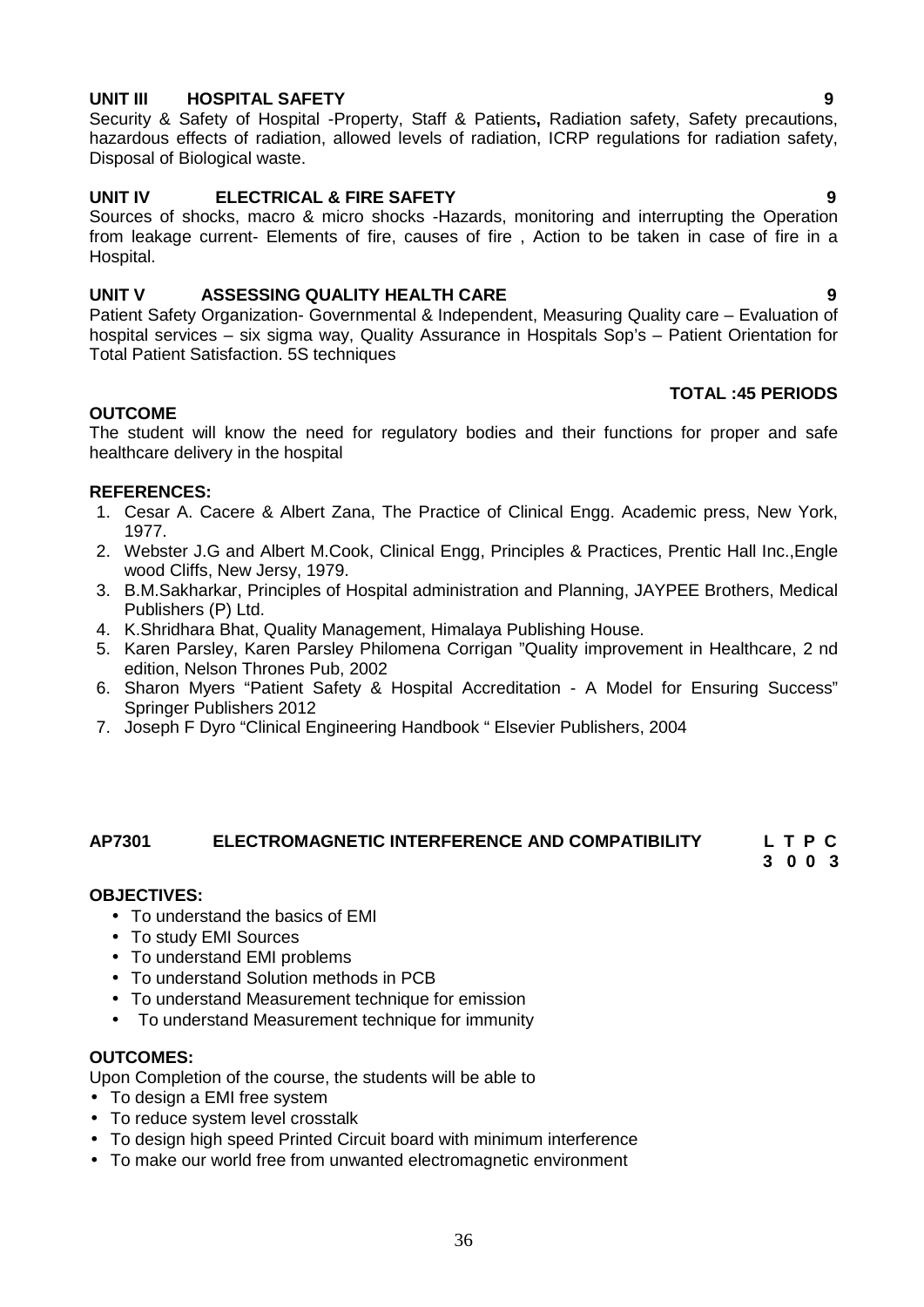**UNIT III HOSPITAL SAFETY 9**

Security & Safety of Hospital -Property, Staff & Patients**,** Radiation safety, Safety precautions, hazardous effects of radiation, allowed levels of radiation, ICRP regulations for radiation safety, Disposal of Biological waste.

**UNIT IV ELECTRICAL & FIRE SAFETY 9**

Sources of shocks, macro & micro shocks -Hazards, monitoring and interrupting the Operation from leakage current- Elements of fire, causes of fire , Action to be taken in case of fire in a Hospital.

**UNIT V ASSESSING QUALITY HEALTH CARE 9**

Patient Safety Organization- Governmental & Independent, Measuring Quality care – Evaluation of hospital services – six sigma way, Quality Assurance in Hospitals Sop's – Patient Orientation for Total Patient Satisfaction. 5S techniques

**TOTAL :45 PERIODS**

**OUTCOME**

The student will know the need for regulatory bodies and their functions for proper and safe healthcare delivery in the hospital

**REFERENCES:**

1. Cesar A. Cacere & Albert Zana, The Practice of Clinical Engg. Academic press, New York, 1977.
2. Webster J.G and Albert M.Cook, Clinical Engg, Principles & Practices, Prentic Hall Inc.,Engle wood Cliffs, New Jersy, 1979.
3. B.M.Sakharkar, Principles of Hospital administration and Planning, JAYPEE Brothers, Medical Publishers (P) Ltd.
4. K.Shridhara Bhat, Quality Management, Himalaya Publishing House.
5. Karen Parsley, Karen Parsley Philomena Corrigan "Quality improvement in Healthcare, 2 nd edition, Nelson Thrones Pub, 2002
6. Sharon Myers "Patient Safety & Hospital Accreditation - A Model for Ensuring Success" Springer Publishers 2012
7. Joseph F Dyro "Clinical Engineering Handbook " Elsevier Publishers, 2004

**AP7301 ELECTROMAGNETIC INTERFERENCE AND COMPATIBILITY L T P C**
**3 0 0 3**

**OBJECTIVES:**

- To understand the basics of EMI
- To study EMI Sources
- To understand EMI problems
- To understand Solution methods in PCB
- To understand Measurement technique for emission
- To understand Measurement technique for immunity

**OUTCOMES:**

Upon Completion of the course, the students will be able to

- To design a EMI free system
- To reduce system level crosstalk
- To design high speed Printed Circuit board with minimum interference
- To make our world free from unwanted electromagnetic environment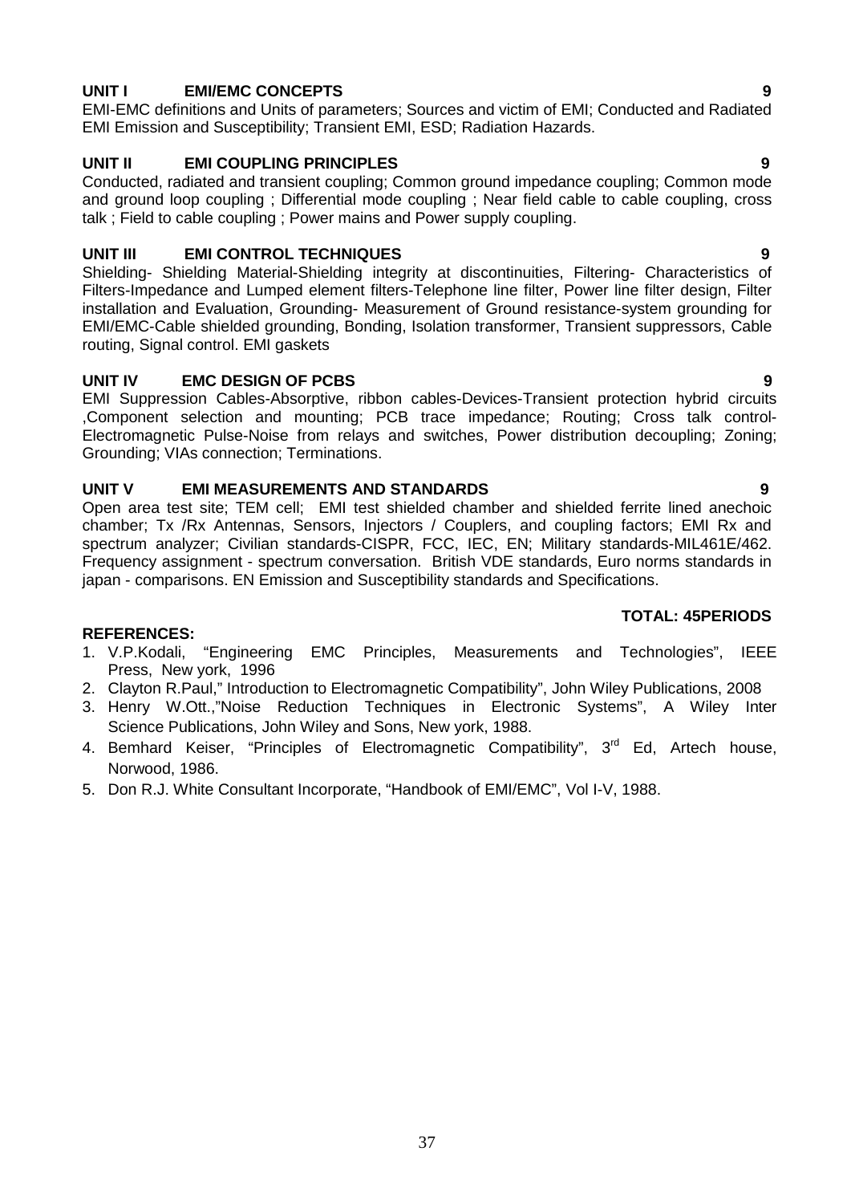**UNIT I EMI/EMC CONCEPTS 9**

EMI-EMC definitions and Units of parameters; Sources and victim of EMI; Conducted and Radiated EMI Emission and Susceptibility; Transient EMI, ESD; Radiation Hazards.

**UNIT II EMI COUPLING PRINCIPLES 9**

Conducted, radiated and transient coupling; Common ground impedance coupling; Common mode and ground loop coupling ; Differential mode coupling ; Near field cable to cable coupling, cross talk ; Field to cable coupling ; Power mains and Power supply coupling.

**UNIT III EMI CONTROL TECHNIQUES 9**

Shielding- Shielding Material-Shielding integrity at discontinuities, Filtering- Characteristics of Filters-Impedance and Lumped element filters-Telephone line filter, Power line filter design, Filter installation and Evaluation, Grounding- Measurement of Ground resistance-system grounding for EMI/EMC-Cable shielded grounding, Bonding, Isolation transformer, Transient suppressors, Cable routing, Signal control. EMI gaskets

**UNIT IV EMC DESIGN OF PCBS 9**

EMI Suppression Cables-Absorptive, ribbon cables-Devices-Transient protection hybrid circuits ,Component selection and mounting; PCB trace impedance; Routing; Cross talk control-Electromagnetic Pulse-Noise from relays and switches, Power distribution decoupling; Zoning; Grounding; VIAs connection; Terminations.

**UNIT V EMI MEASUREMENTS AND STANDARDS 9**

Open area test site; TEM cell; EMI test shielded chamber and shielded ferrite lined anechoic chamber; Tx /Rx Antennas, Sensors, Injectors / Couplers, and coupling factors; EMI Rx and spectrum analyzer; Civilian standards-CISPR, FCC, IEC, EN; Military standards-MIL461E/462. Frequency assignment - spectrum conversation. British VDE standards, Euro norms standards in japan - comparisons. EN Emission and Susceptibility standards and Specifications.

**TOTAL: 45PERIODS**

**REFERENCES:**

1. V.P.Kodali, "Engineering EMC Principles, Measurements and Technologies", IEEE Press, New york, 1996
2. Clayton R.Paul," Introduction to Electromagnetic Compatibility", John Wiley Publications, 2008
3. Henry W.Ott.,"Noise Reduction Techniques in Electronic Systems", A Wiley Inter Science Publications, John Wiley and Sons, New york, 1988.
4. Bemhard Keiser, "Principles of Electromagnetic Compatibility", 3rd Ed, Artech house, Norwood, 1986.
5. Don R.J. White Consultant Incorporate, "Handbook of EMI/EMC", Vol I-V, 1988.